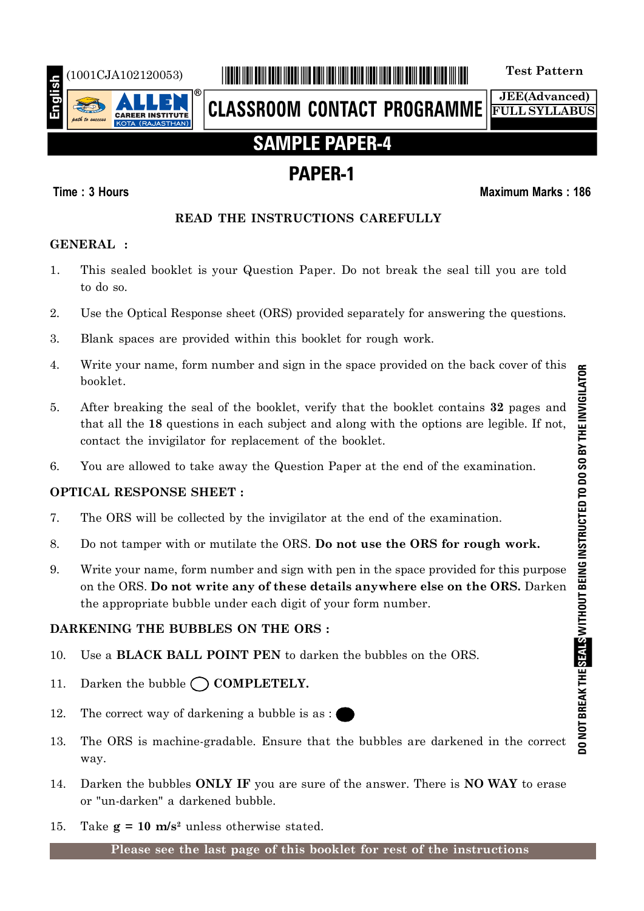English

(1001CJA102120053)

Test Pattern

**ALLEN** CAREER INSTITUTE KOTA (RAJASTHAN)

**CLASSROOM CONTACT PROGRAMME**

**JEE(Advanced)**
**FULL SYLLABUS**

# SAMPLE PAPER-4

## PAPER-1

**Time : 3 Hours** **Maximum Marks : 186**

### READ THE INSTRUCTIONS CAREFULLY

**GENERAL :**

1. This sealed booklet is your Question Paper. Do not break the seal till you are told to do so.
2. Use the Optical Response sheet (ORS) provided separately for answering the questions.
3. Blank spaces are provided within this booklet for rough work.
4. Write your name, form number and sign in the space provided on the back cover of this booklet.
5. After breaking the seal of the booklet, verify that the booklet contains **32** pages and that all the **18** questions in each subject and along with the options are legible. If not, contact the invigilator for replacement of the booklet.
6. You are allowed to take away the Question Paper at the end of the examination.

**OPTICAL RESPONSE SHEET :**

7. The ORS will be collected by the invigilator at the end of the examination.
8. Do not tamper with or mutilate the ORS. **Do not use the ORS for rough work.**
9. Write your name, form number and sign with pen in the space provided for this purpose on the ORS. **Do not write any of these details anywhere else on the ORS.** Darken the appropriate bubble under each digit of your form number.

**DARKENING THE BUBBLES ON THE ORS :**

10. Use a **BLACK BALL POINT PEN** to darken the bubbles on the ORS.
11. Darken the bubble ◯ **COMPLETELY.**
12. The correct way of darkening a bubble is as : ⬤
13. The ORS is machine-gradable. Ensure that the bubbles are darkened in the correct way.
14. Darken the bubbles **ONLY IF** you are sure of the answer. There is **NO WAY** to erase or "un-darken" a darkened bubble.
15. Take **g = 10 m/s²** unless otherwise stated.

**Please see the last page of this booklet for rest of the instructions**

DO NOT BREAK THE SEALS WITHOUT BEING INSTRUCTED TO DO SO BY THE INVIGILATOR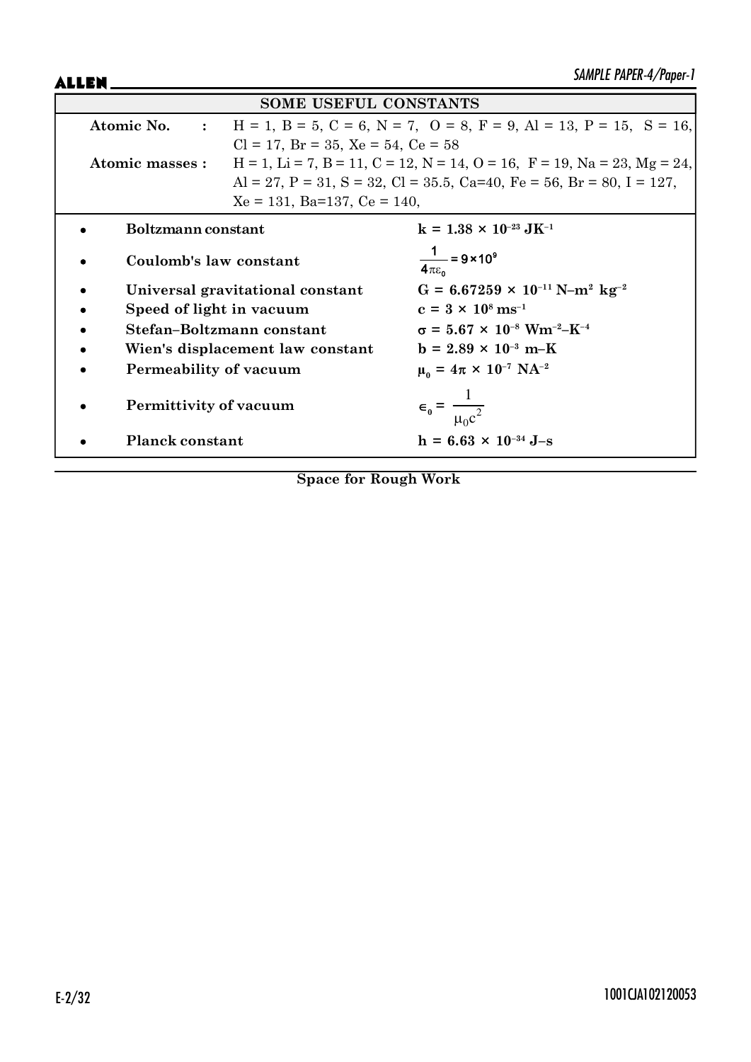## SOME USEFUL CONSTANTS

**Atomic No.** : H = 1, B = 5, C = 6, N = 7, O = 8, F = 9, Al = 13, P = 15, S = 16, Cl = 17, Br = 35, Xe = 54, Ce = 58

**Atomic masses :** H = 1, Li = 7, B = 11, C = 12, N = 14, O = 16, F = 19, Na = 23, Mg = 24, Al = 27, P = 31, S = 32, Cl = 35.5, Ca=40, Fe = 56, Br = 80, I = 127, Xe = 131, Ba=137, Ce = 140,

- **Boltzmann constant** — $k = 1.38 \times 10^{-23}\ JK^{-1}$
- **Coulomb's law constant** — $\frac{1}{4\pi\varepsilon_0} = 9 \times 10^9$
- **Universal gravitational constant** — $G = 6.67259 \times 10^{-11}\ N\text{–}m^2\ kg^{-2}$
- **Speed of light in vacuum** — $c = 3 \times 10^8\ ms^{-1}$
- **Stefan–Boltzmann constant** — $\sigma = 5.67 \times 10^{-8}\ Wm^{-2}\text{–}K^{-4}$
- **Wien's displacement law constant** — $b = 2.89 \times 10^{-3}\ m\text{–}K$
- **Permeability of vacuum** — $\mu_0 = 4\pi \times 10^{-7}\ NA^{-2}$
- **Permittivity of vacuum** — $\epsilon_0 = \frac{1}{\mu_0 c^2}$
- **Planck constant** — $h = 6.63 \times 10^{-34}\ J\text{–}s$

**Space for Rough Work**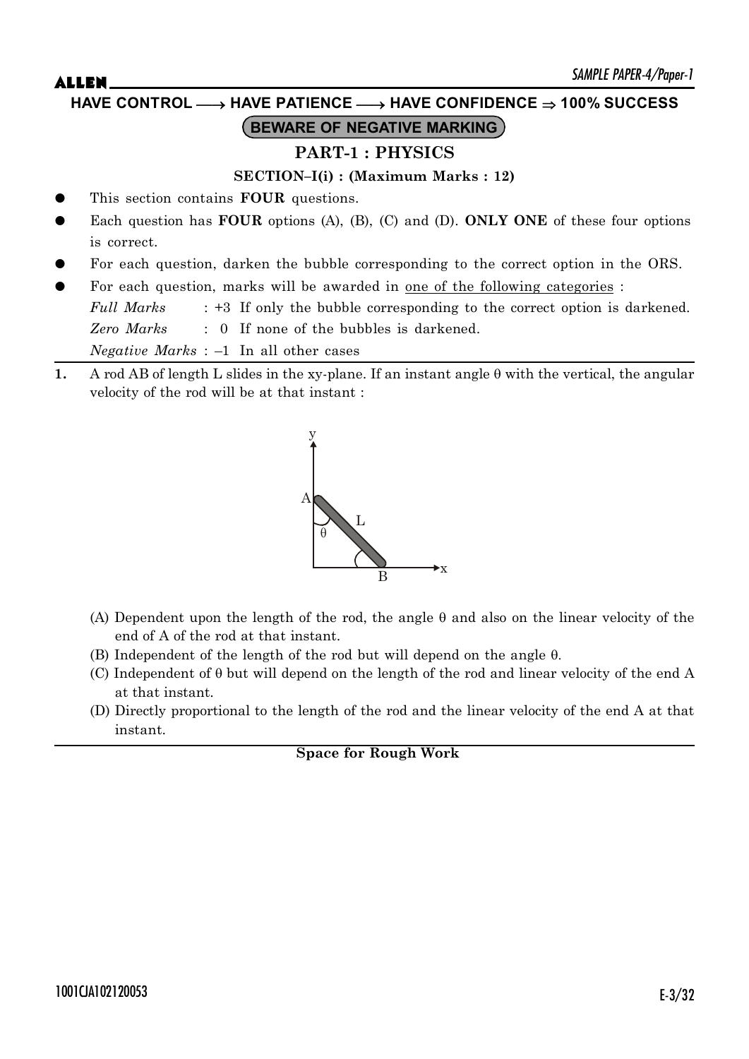HAVE CONTROL ⟶ HAVE PATIENCE ⟶ HAVE CONFIDENCE ⇒ 100% SUCCESS

BEWARE OF NEGATIVE MARKING

# PART-1 : PHYSICS

## SECTION–I(i) : (Maximum Marks : 12)

- This section contains **FOUR** questions.
- Each question has **FOUR** options (A), (B), (C) and (D). **ONLY ONE** of these four options is correct.
- For each question, darken the bubble corresponding to the correct option in the ORS.
- For each question, marks will be awarded in one of the following categories :
  - *Full Marks* : +3 If only the bubble corresponding to the correct option is darkened.
  - *Zero Marks* : 0 If none of the bubbles is darkened.
  - *Negative Marks* : –1 In all other cases

**1.** A rod AB of length L slides in the xy-plane. If an instant angle $\theta$ with the vertical, the angular velocity of the rod will be at that instant :

(A) Dependent upon the length of the rod, the angle $\theta$ and also on the linear velocity of the end of A of the rod at that instant.

(B) Independent of the length of the rod but will depend on the angle $\theta$.

(C) Independent of $\theta$ but will depend on the length of the rod and linear velocity of the end A at that instant.

(D) Directly proportional to the length of the rod and the linear velocity of the end A at that instant.

**Space for Rough Work**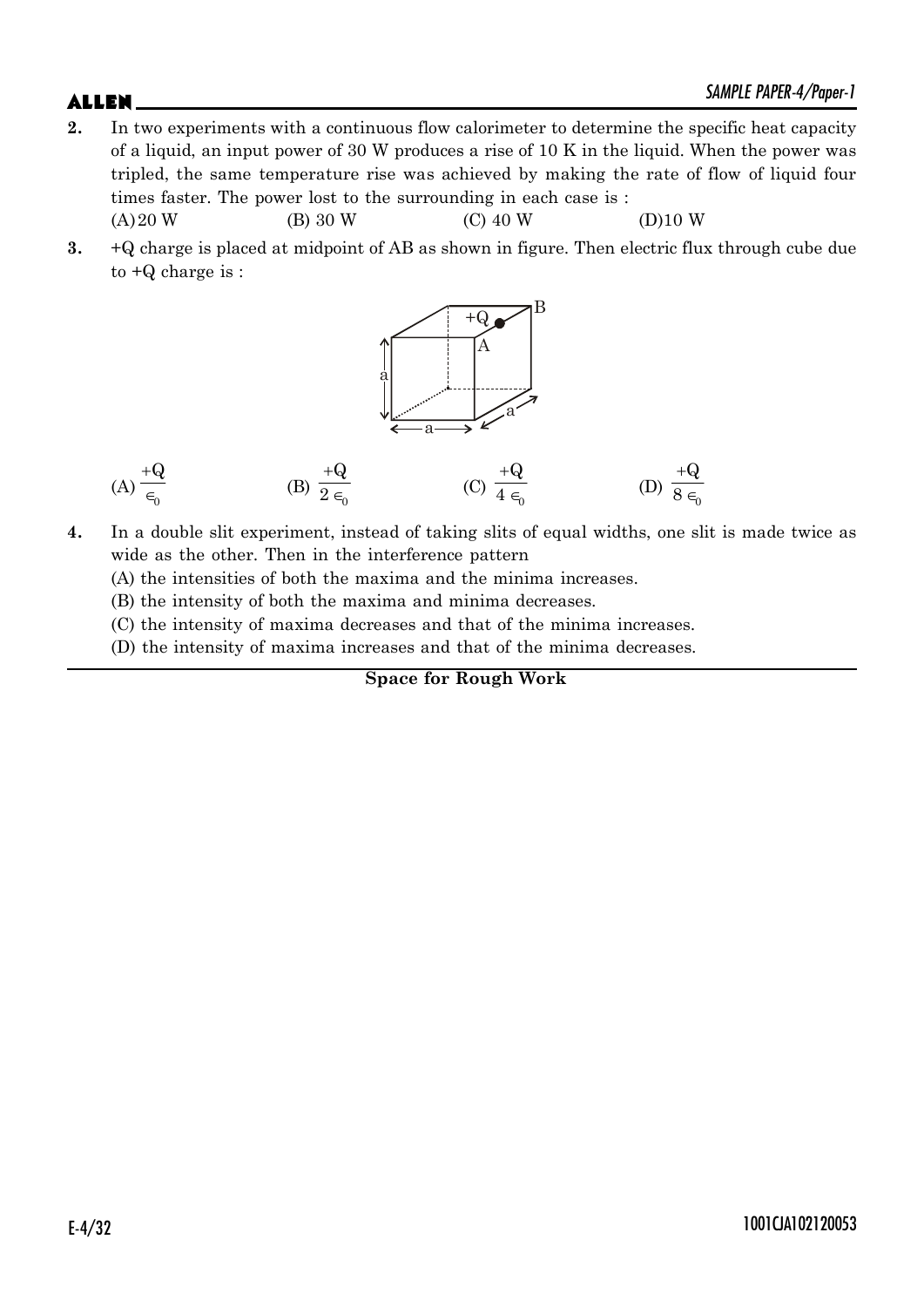**2.** In two experiments with a continuous flow calorimeter to determine the specific heat capacity of a liquid, an input power of 30 W produces a rise of 10 K in the liquid. When the power was tripled, the same temperature rise was achieved by making the rate of flow of liquid four times faster. The power lost to the surrounding in each case is :

(A) 20 W (B) 30 W (C) 40 W (D) 10 W

**3.** +Q charge is placed at midpoint of AB as shown in figure. Then electric flux through cube due to +Q charge is :

(A) $\frac{+Q}{\epsilon_0}$ (B) $\frac{+Q}{2\epsilon_0}$ (C) $\frac{+Q}{4\epsilon_0}$ (D) $\frac{+Q}{8\epsilon_0}$

**4.** In a double slit experiment, instead of taking slits of equal widths, one slit is made twice as wide as the other. Then in the interference pattern

(A) the intensities of both the maxima and the minima increases.

(B) the intensity of both the maxima and minima decreases.

(C) the intensity of maxima decreases and that of the minima increases.

(D) the intensity of maxima increases and that of the minima decreases.

**Space for Rough Work**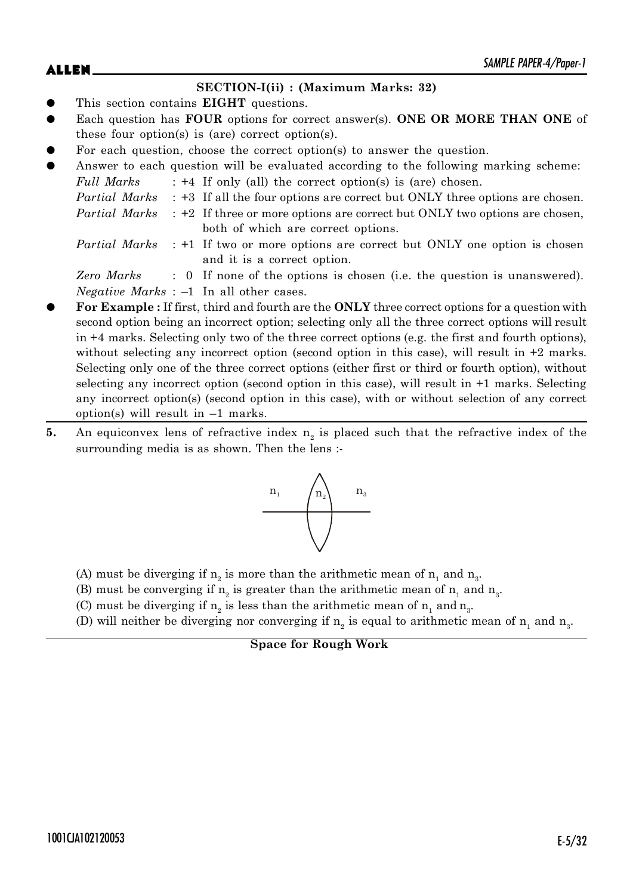### SECTION-I(ii) : (Maximum Marks: 32)

- This section contains **EIGHT** questions.
- Each question has **FOUR** options for correct answer(s). **ONE OR MORE THAN ONE** of these four option(s) is (are) correct option(s).
- For each question, choose the correct option(s) to answer the question.
- Answer to each question will be evaluated according to the following marking scheme:

  *Full Marks* : +4 If only (all) the correct option(s) is (are) chosen.

  *Partial Marks* : +3 If all the four options are correct but ONLY three options are chosen.

  *Partial Marks* : +2 If three or more options are correct but ONLY two options are chosen, both of which are correct options.

  *Partial Marks* : +1 If two or more options are correct but ONLY one option is chosen and it is a correct option.

  *Zero Marks* : 0 If none of the options is chosen (i.e. the question is unanswered).

  *Negative Marks* : –1 In all other cases.
- **For Example :** If first, third and fourth are the **ONLY** three correct options for a question with second option being an incorrect option; selecting only all the three correct options will result in +4 marks. Selecting only two of the three correct options (e.g. the first and fourth options), without selecting any incorrect option (second option in this case), will result in +2 marks. Selecting only one of the three correct options (either first or third or fourth option), without selecting any incorrect option (second option in this case), will result in +1 marks. Selecting any incorrect option(s) (second option in this case), with or without selection of any correct option(s) will result in –1 marks.

**5.** An equiconvex lens of refractive index $n_2$ is placed such that the refractive index of the surrounding media is as shown. Then the lens :-

$n_1$ | $n_2$ | $n_3$

(A) must be diverging if $n_2$ is more than the arithmetic mean of $n_1$ and $n_3$.

(B) must be converging if $n_2$ is greater than the arithmetic mean of $n_1$ and $n_3$.

(C) must be diverging if $n_2$ is less than the arithmetic mean of $n_1$ and $n_3$.

(D) will neither be diverging nor converging if $n_2$ is equal to arithmetic mean of $n_1$ and $n_3$.

**Space for Rough Work**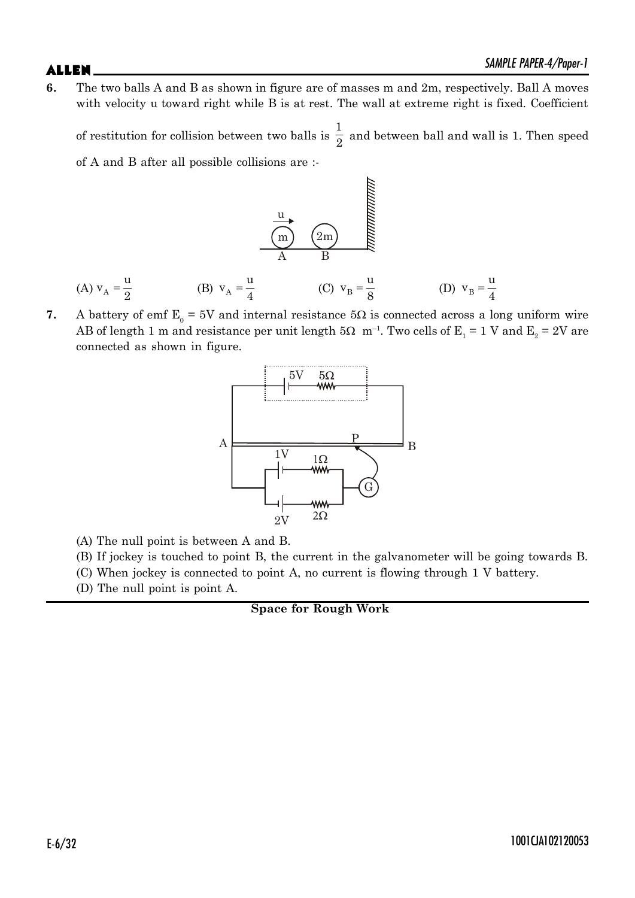**6.** The two balls A and B as shown in figure are of masses m and 2m, respectively. Ball A moves with velocity u toward right while B is at rest. The wall at extreme right is fixed. Coefficient of restitution for collision between two balls is $\frac{1}{2}$ and between ball and wall is 1. Then speed of A and B after all possible collisions are :-

(A) $v_A = \frac{u}{2}$ (B) $v_A = \frac{u}{4}$ (C) $v_B = \frac{u}{8}$ (D) $v_B = \frac{u}{4}$

**7.** A battery of emf $E_0 = 5V$ and internal resistance $5\Omega$ is connected across a long uniform wire AB of length 1 m and resistance per unit length $5\Omega\ m^{-1}$. Two cells of $E_1 = 1$ V and $E_2 = 2V$ are connected as shown in figure.

(A) The null point is between A and B.

(B) If jockey is touched to point B, the current in the galvanometer will be going towards B.

(C) When jockey is connected to point A, no current is flowing through 1 V battery.

(D) The null point is point A.

**Space for Rough Work**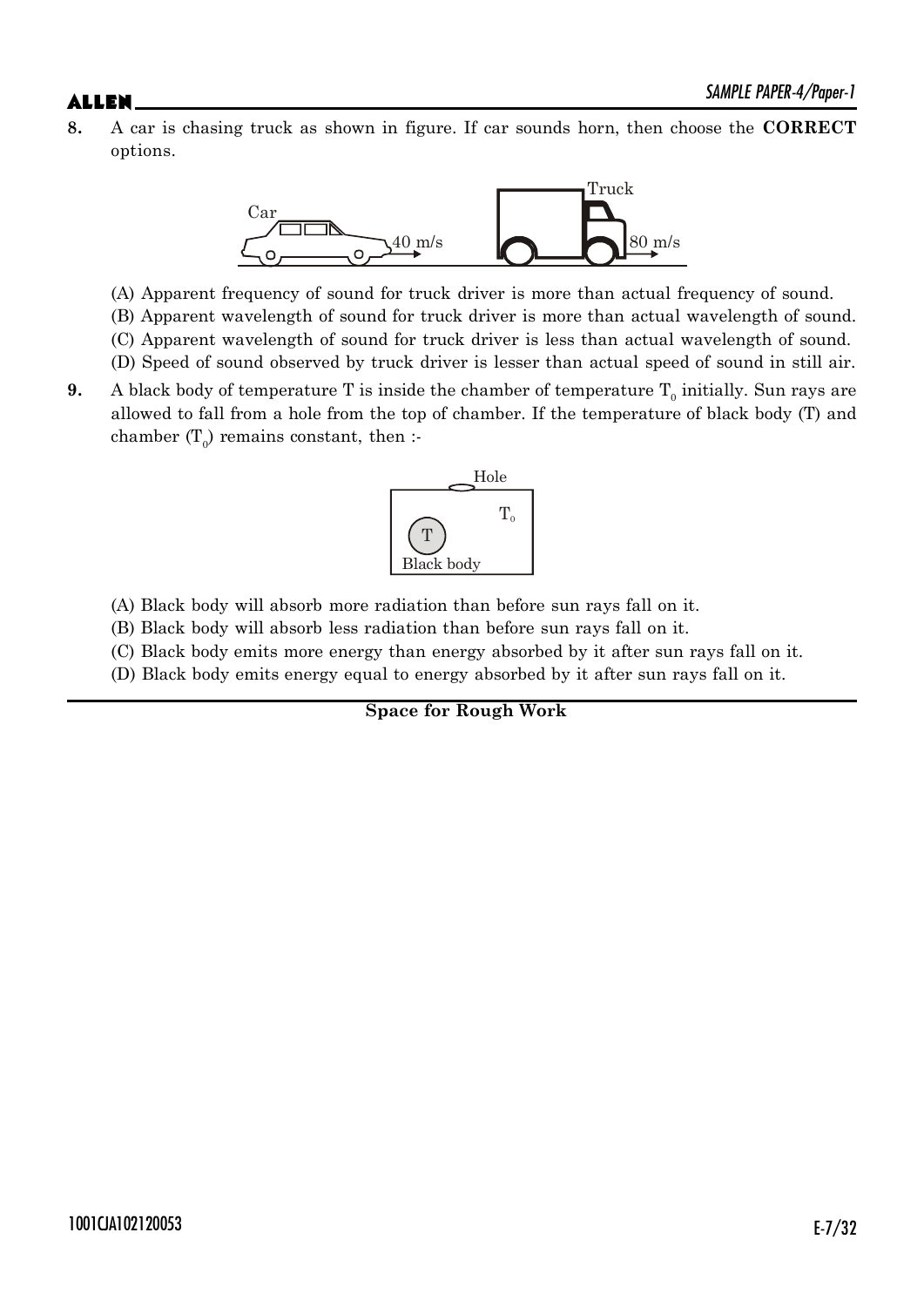**8.** A car is chasing truck as shown in figure. If car sounds horn, then choose the **CORRECT** options.

(A) Apparent frequency of sound for truck driver is more than actual frequency of sound.

(B) Apparent wavelength of sound for truck driver is more than actual wavelength of sound.

(C) Apparent wavelength of sound for truck driver is less than actual wavelength of sound.

(D) Speed of sound observed by truck driver is lesser than actual speed of sound in still air.

**9.** A black body of temperature T is inside the chamber of temperature $T_0$ initially. Sun rays are allowed to fall from a hole from the top of chamber. If the temperature of black body (T) and chamber ($T_0$) remains constant, then :-

(A) Black body will absorb more radiation than before sun rays fall on it.

(B) Black body will absorb less radiation than before sun rays fall on it.

(C) Black body emits more energy than energy absorbed by it after sun rays fall on it.

(D) Black body emits energy equal to energy absorbed by it after sun rays fall on it.

**Space for Rough Work**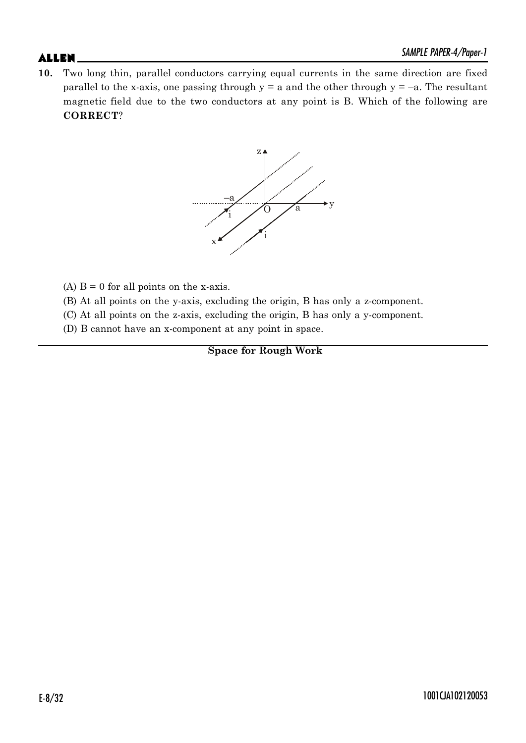**10.** Two long thin, parallel conductors carrying equal currents in the same direction are fixed parallel to the x-axis, one passing through $y = a$ and the other through $y = -a$. The resultant magnetic field due to the two conductors at any point is B. Which of the following are **CORRECT**?

(A) $B = 0$ for all points on the x-axis.

(B) At all points on the y-axis, excluding the origin, B has only a z-component.

(C) At all points on the z-axis, excluding the origin, B has only a y-component.

(D) B cannot have an x-component at any point in space.

**Space for Rough Work**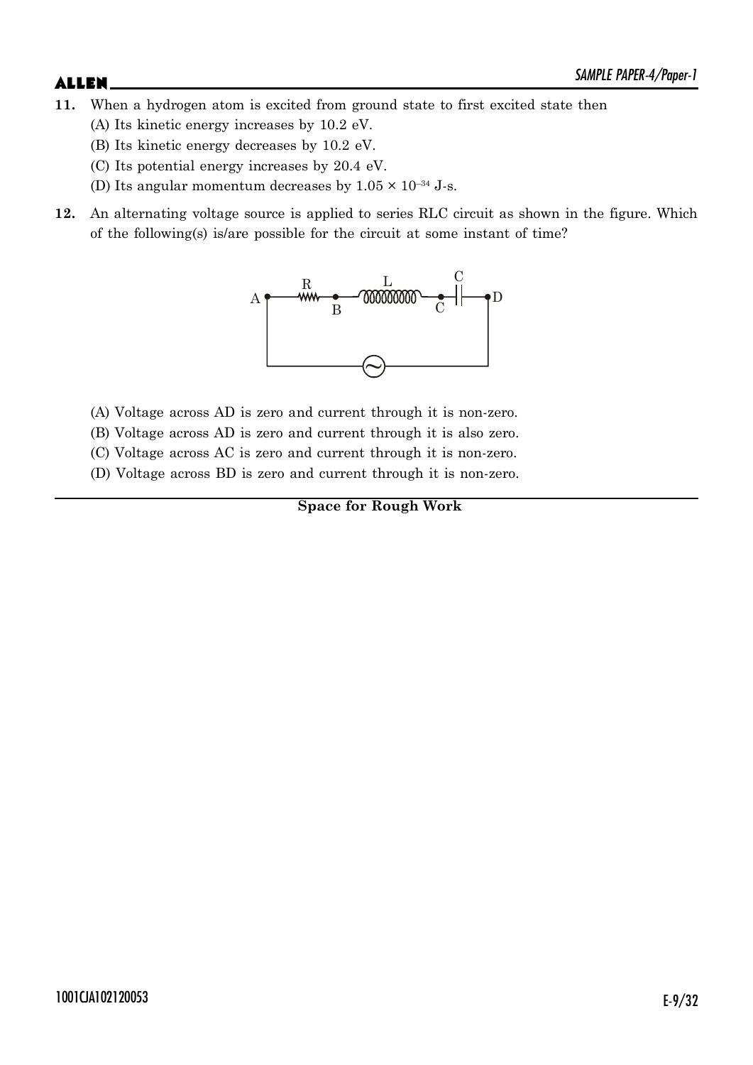**11.** When a hydrogen atom is excited from ground state to first excited state then

(A) Its kinetic energy increases by 10.2 eV.

(B) Its kinetic energy decreases by 10.2 eV.

(C) Its potential energy increases by 20.4 eV.

(D) Its angular momentum decreases by $1.05 \times 10^{-34}$ J-s.

**12.** An alternating voltage source is applied to series RLC circuit as shown in the figure. Which of the following(s) is/are possible for the circuit at some instant of time?

(A) Voltage across AD is zero and current through it is non-zero.

(B) Voltage across AD is zero and current through it is also zero.

(C) Voltage across AC is zero and current through it is non-zero.

(D) Voltage across BD is zero and current through it is non-zero.

**Space for Rough Work**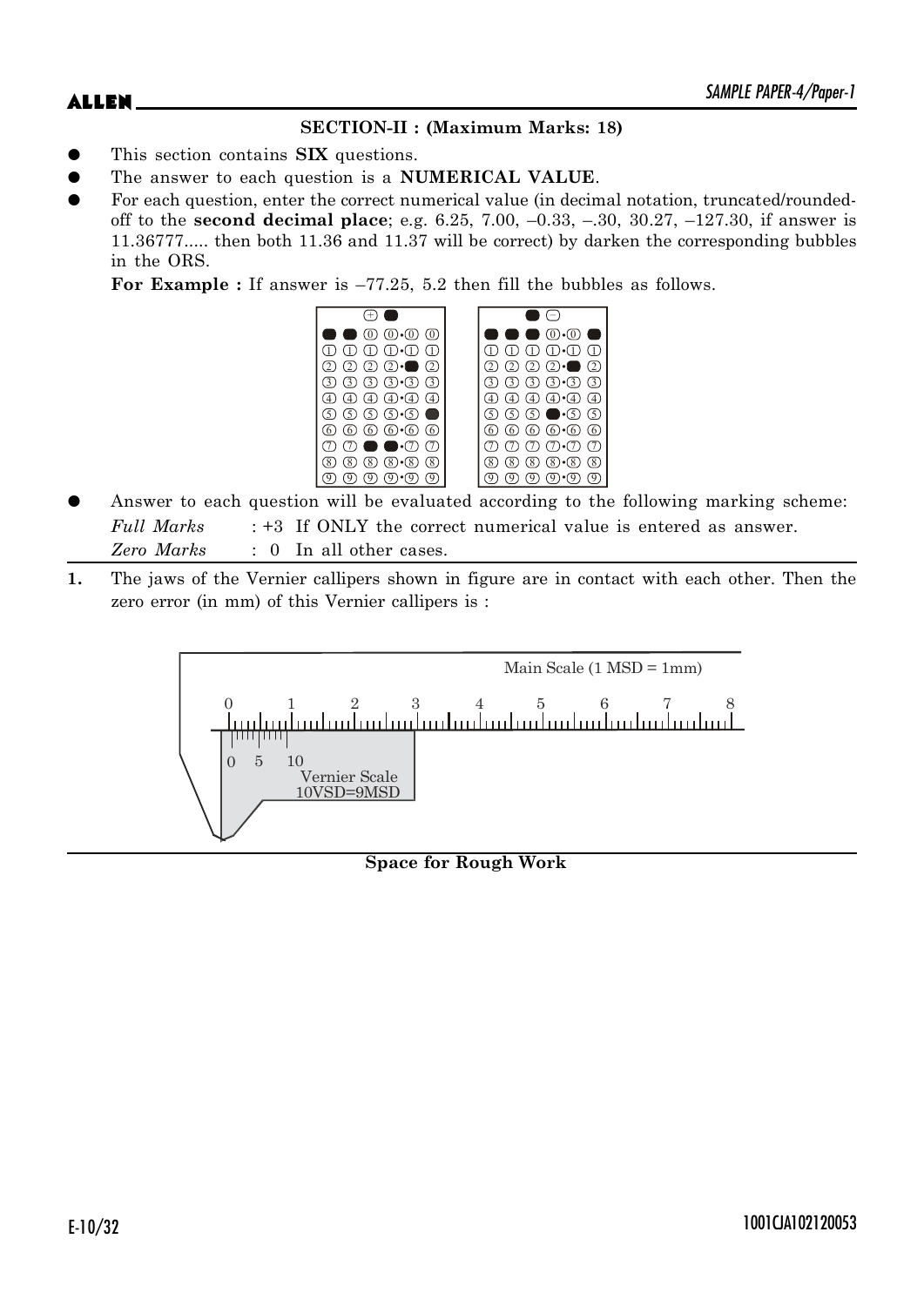### SECTION-II : (Maximum Marks: 18)

- This section contains **SIX** questions.
- The answer to each question is a **NUMERICAL VALUE**.
- For each question, enter the correct numerical value (in decimal notation, truncated/rounded-off to the **second decimal place**; e.g. 6.25, 7.00, –0.33, –.30, 30.27, –127.30, if answer is 11.36777..... then both 11.36 and 11.37 will be correct) by darken the corresponding bubbles in the ORS.

  **For Example :** If answer is –77.25, 5.2 then fill the bubbles as follows.

- Answer to each question will be evaluated according to the following marking scheme:

  *Full Marks* : +3 If ONLY the correct numerical value is entered as answer.

  *Zero Marks* : 0 In all other cases.

**1.** The jaws of the Vernier callipers shown in figure are in contact with each other. Then the zero error (in mm) of this Vernier callipers is :

Main Scale (1 MSD = 1mm)

Vernier Scale 10VSD=9MSD

**Space for Rough Work**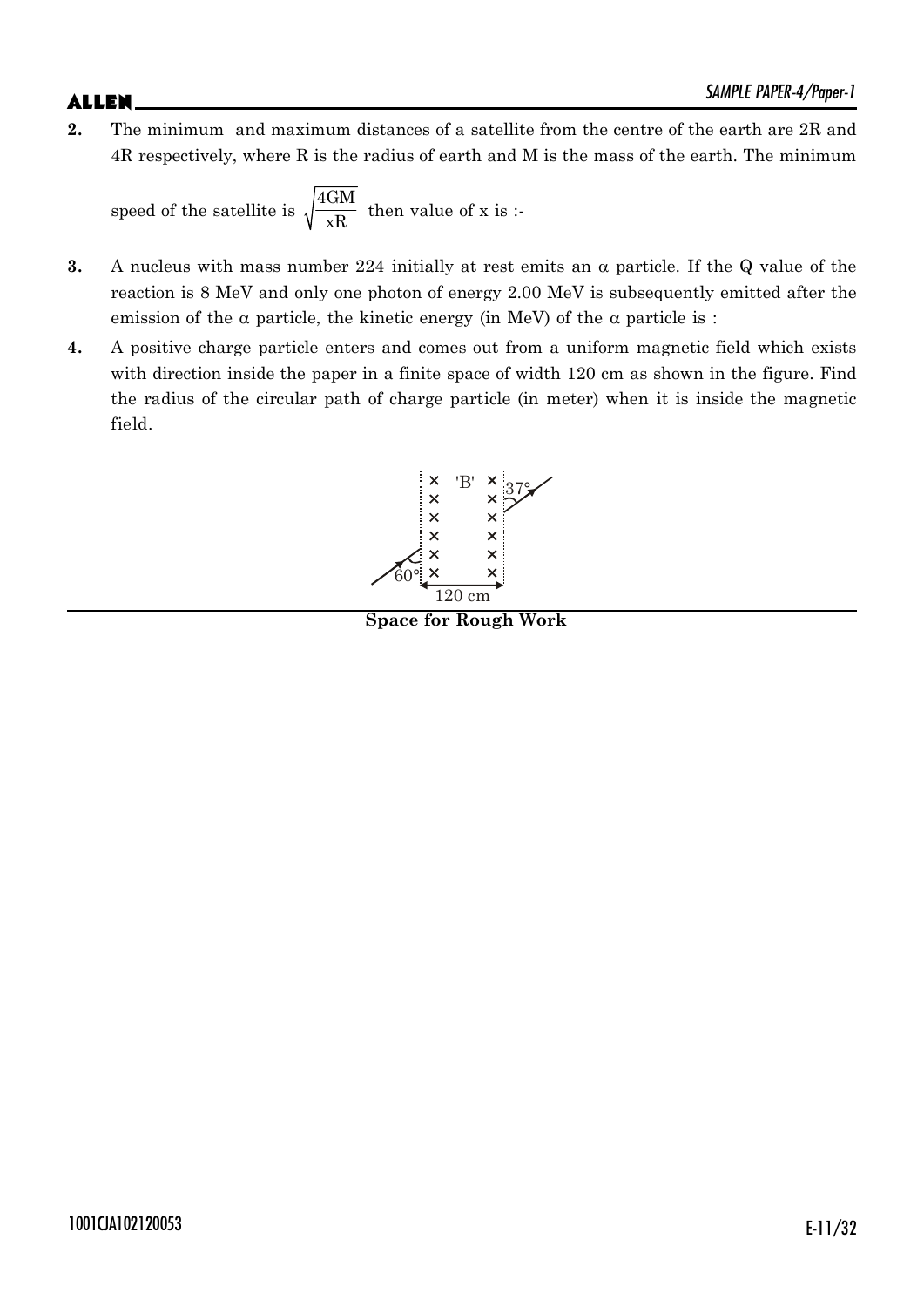**2.** The minimum and maximum distances of a satellite from the centre of the earth are 2R and 4R respectively, where R is the radius of earth and M is the mass of the earth. The minimum speed of the satellite is $\sqrt{\frac{4GM}{xR}}$ then value of x is :-

**3.** A nucleus with mass number 224 initially at rest emits an $\alpha$ particle. If the Q value of the reaction is 8 MeV and only one photon of energy 2.00 MeV is subsequently emitted after the emission of the $\alpha$ particle, the kinetic energy (in MeV) of the $\alpha$ particle is :

**4.** A positive charge particle enters and comes out from a uniform magnetic field which exists with direction inside the paper in a finite space of width 120 cm as shown in the figure. Find the radius of the circular path of charge particle (in meter) when it is inside the magnetic field.

'B'

60°

37°

120 cm

**Space for Rough Work**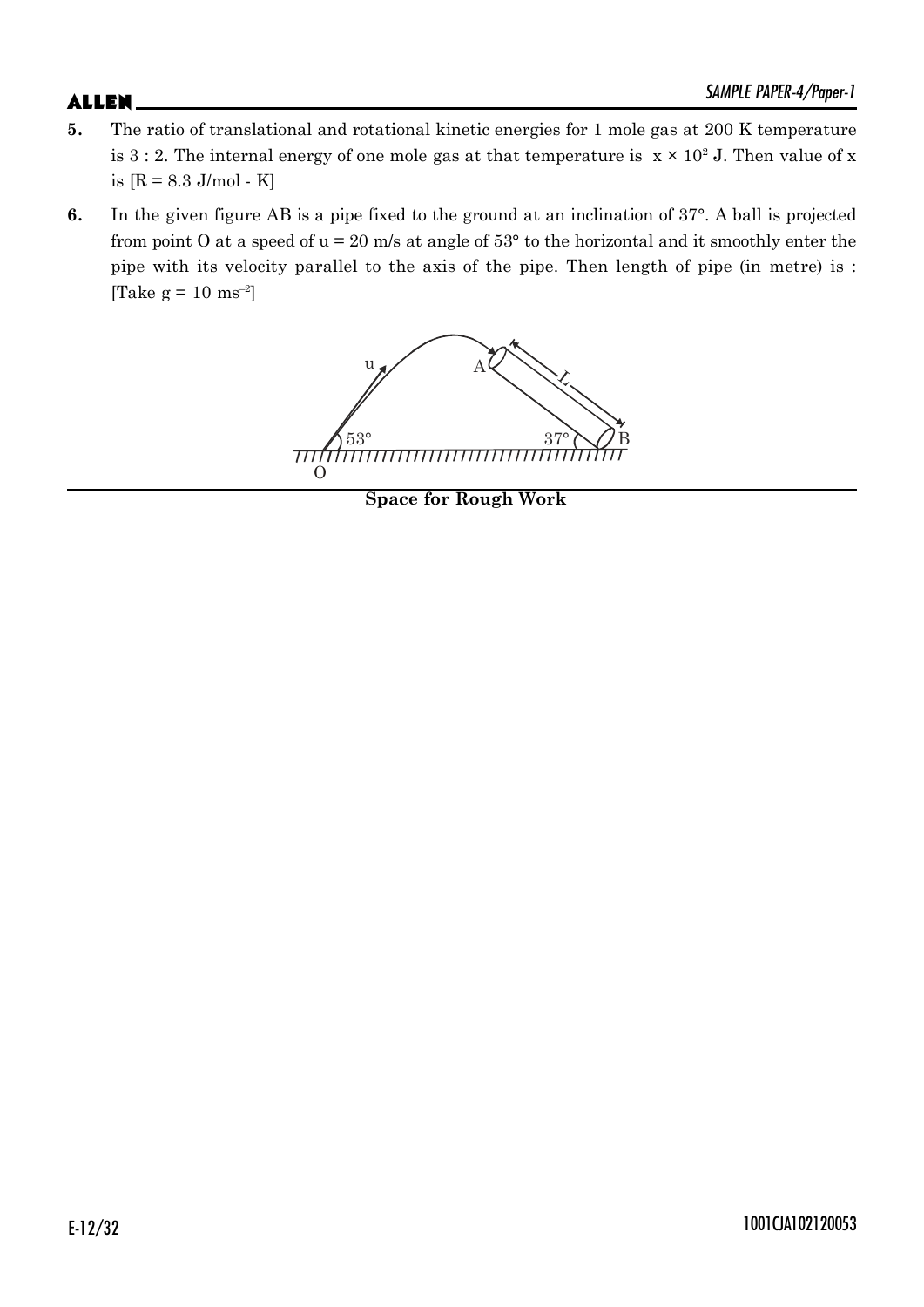5. The ratio of translational and rotational kinetic energies for 1 mole gas at 200 K temperature is 3 : 2. The internal energy of one mole gas at that temperature is $x \times 10^2$ J. Then value of x is [R = 8.3 J/mol - K]

6. In the given figure AB is a pipe fixed to the ground at an inclination of 37°. A ball is projected from point O at a speed of u = 20 m/s at angle of 53° to the horizontal and it smoothly enter the pipe with its velocity parallel to the axis of the pipe. Then length of pipe (in metre) is : [Take $g = 10 \text{ ms}^{-2}$]

**Space for Rough Work**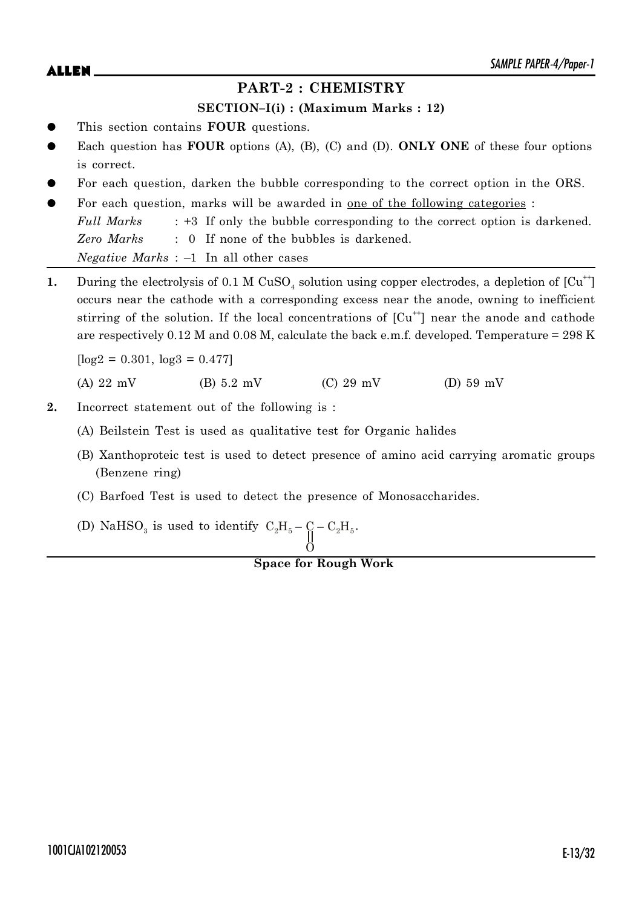## PART-2 : CHEMISTRY

### SECTION–I(i) : (Maximum Marks : 12)

- This section contains **FOUR** questions.
- Each question has **FOUR** options (A), (B), (C) and (D). **ONLY ONE** of these four options is correct.
- For each question, darken the bubble corresponding to the correct option in the ORS.
- For each question, marks will be awarded in one of the following categories :
  *Full Marks* : +3 If only the bubble corresponding to the correct option is darkened.
  *Zero Marks* : 0 If none of the bubbles is darkened.
  *Negative Marks* : –1 In all other cases

**1.** During the electrolysis of 0.1 M $CuSO_4$ solution using copper electrodes, a depletion of $[Cu^{++}]$ occurs near the cathode with a corresponding excess near the anode, owning to inefficient stirring of the solution. If the local concentrations of $[Cu^{++}]$ near the anode and cathode are respectively 0.12 M and 0.08 M, calculate the back e.m.f. developed. Temperature = 298 K

[log2 = 0.301, log3 = 0.477]

(A) 22 mV (B) 5.2 mV (C) 29 mV (D) 59 mV

**2.** Incorrect statement out of the following is :

(A) Beilstein Test is used as qualitative test for Organic halides

(B) Xanthoproteic test is used to detect presence of amino acid carrying aromatic groups (Benzene ring)

(C) Barfoed Test is used to detect the presence of Monosaccharides.

(D) $NaHSO_3$ is used to identify $C_2H_5-\underset{\underset{O}{\|}}{C}-C_2H_5$.

**Space for Rough Work**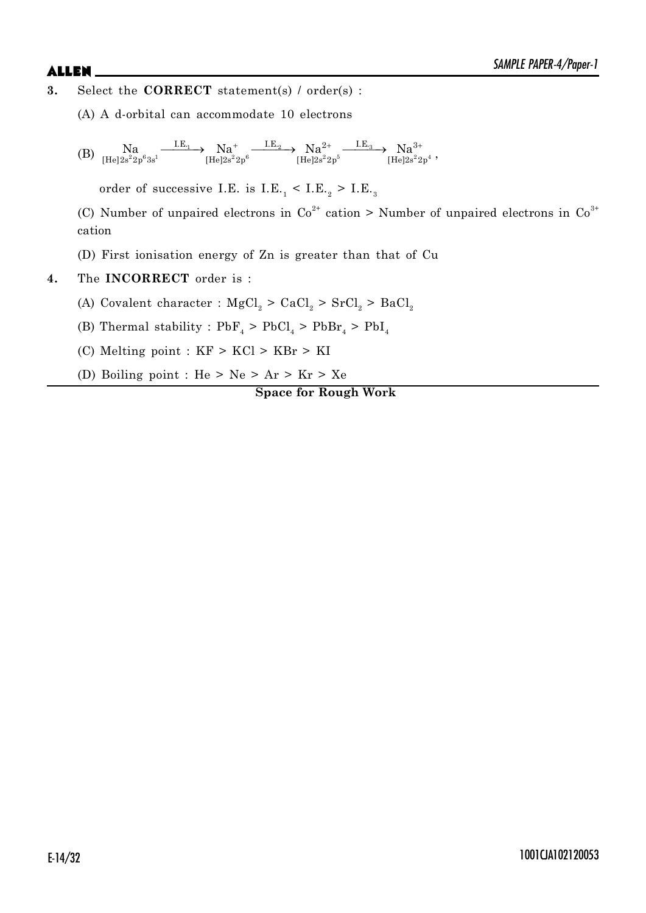**3.** Select the **CORRECT** statement(s) / order(s) :

(A) A d-orbital can accommodate 10 electrons

(B) $\underset{[He]2s^2 2p^6 3s^1}{Na} \xrightarrow{I.E._1} \underset{[He]2s^2 2p^6}{Na^+} \xrightarrow{I.E._2} \underset{[He]2s^2 2p^5}{Na^{2+}} \xrightarrow{I.E._3} \underset{[He]2s^2 2p^4}{Na^{3+}}$,

order of successive I.E. is $I.E._1 < I.E._2 > I.E._3$

(C) Number of unpaired electrons in $Co^{2+}$ cation > Number of unpaired electrons in $Co^{3+}$ cation

(D) First ionisation energy of Zn is greater than that of Cu

**4.** The **INCORRECT** order is :

(A) Covalent character : $MgCl_2 > CaCl_2 > SrCl_2 > BaCl_2$

(B) Thermal stability : $PbF_4 > PbCl_4 > PbBr_4 > PbI_4$

(C) Melting point : KF > KCl > KBr > KI

(D) Boiling point : He > Ne > Ar > Kr > Xe

**Space for Rough Work**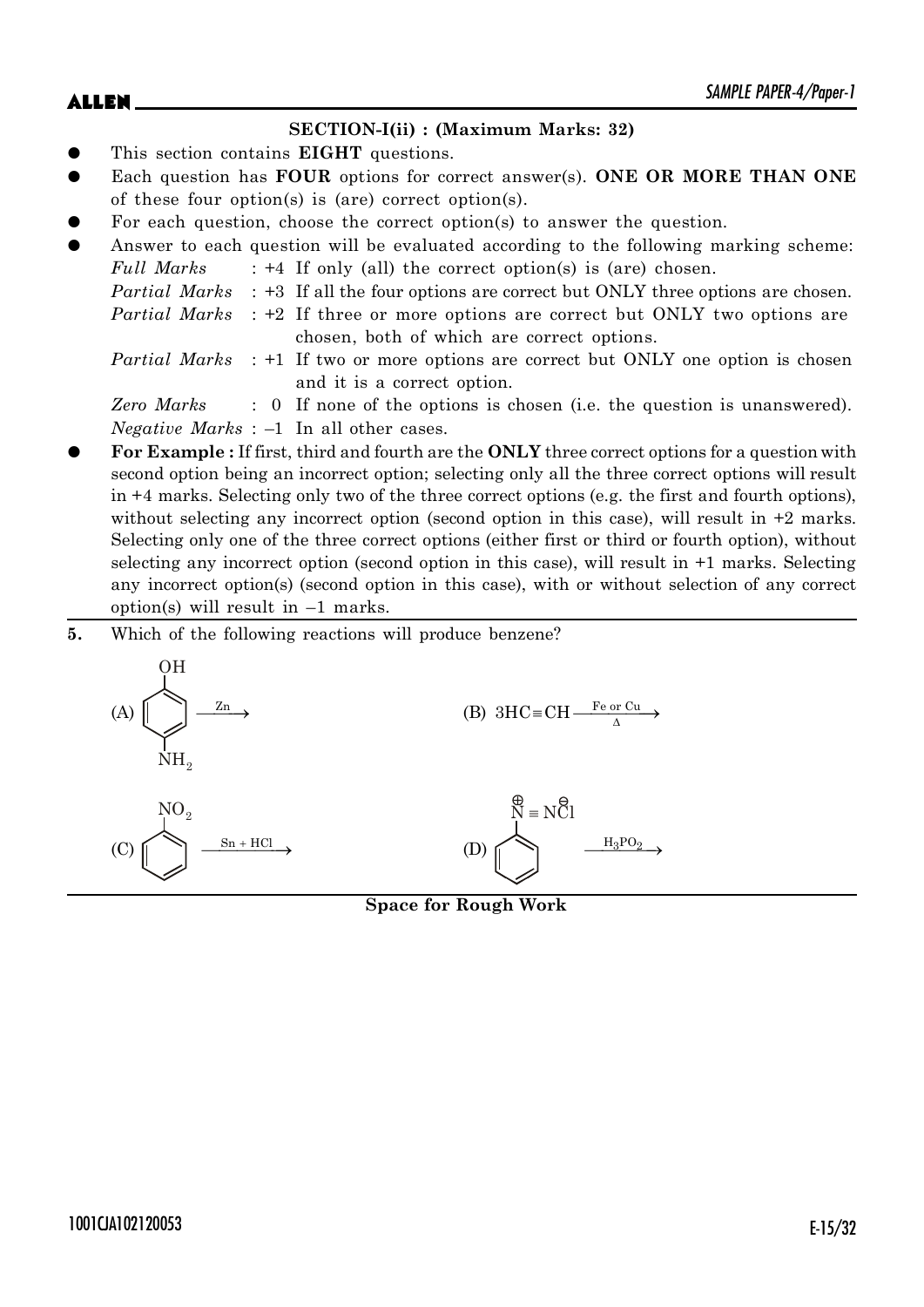## SECTION-I(ii) : (Maximum Marks: 32)

- This section contains **EIGHT** questions.
- Each question has **FOUR** options for correct answer(s). **ONE OR MORE THAN ONE** of these four option(s) is (are) correct option(s).
- For each question, choose the correct option(s) to answer the question.
- Answer to each question will be evaluated according to the following marking scheme:

  *Full Marks* : +4 If only (all) the correct option(s) is (are) chosen.

  *Partial Marks* : +3 If all the four options are correct but ONLY three options are chosen.

  *Partial Marks* : +2 If three or more options are correct but ONLY two options are chosen, both of which are correct options.

  *Partial Marks* : +1 If two or more options are correct but ONLY one option is chosen and it is a correct option.

  *Zero Marks* : 0 If none of the options is chosen (i.e. the question is unanswered).

  *Negative Marks* : –1 In all other cases.

- **For Example :** If first, third and fourth are the **ONLY** three correct options for a question with second option being an incorrect option; selecting only all the three correct options will result in +4 marks. Selecting only two of the three correct options (e.g. the first and fourth options), without selecting any incorrect option (second option in this case), will result in +2 marks. Selecting only one of the three correct options (either first or third or fourth option), without selecting any incorrect option (second option in this case), will result in +1 marks. Selecting any incorrect option(s) (second option in this case), with or without selection of any correct option(s) will result in –1 marks.

**5.** Which of the following reactions will produce benzene?

(A) 4-Aminophenol (benzene ring with OH and $NH_2$ para) $\xrightarrow{Zn}$

(B) $3HC \equiv CH \xrightarrow[\Delta]{\text{Fe or Cu}}$

(C) Nitrobenzene ($C_6H_5NO_2$) $\xrightarrow{Sn + HCl}$

(D) Benzenediazonium chloride ($C_6H_5\overset{\oplus}{N} \equiv N\overset{\ominus}{Cl}$) $\xrightarrow{H_3PO_2}$

**Space for Rough Work**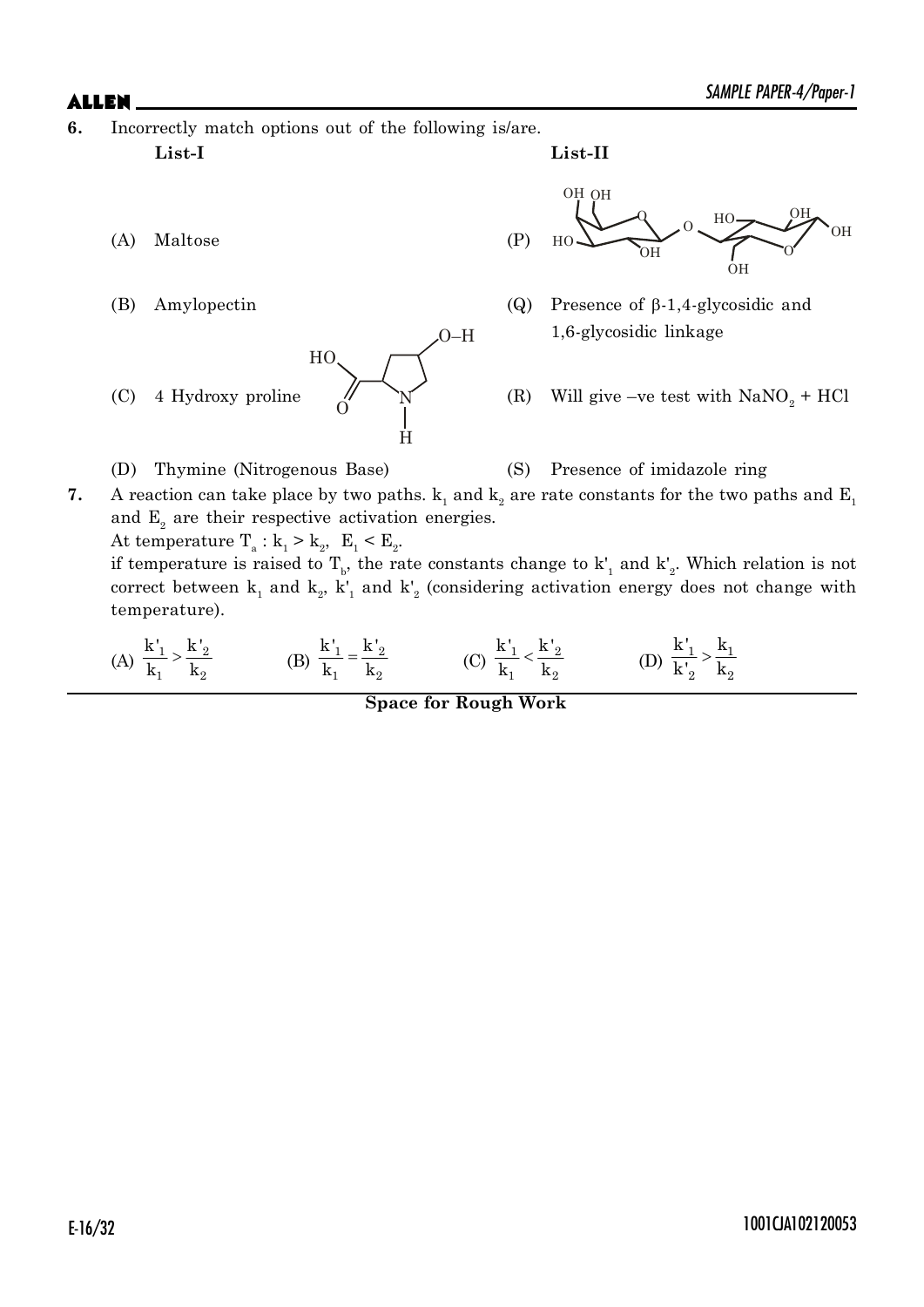**6.** Incorrectly match options out of the following is/are.

| | List-I | | List-II |
|---|---|---|---|
| (A) | Maltose | (P) | [structure: two pyranose rings linked via O; substituents OH, OH, HO, OH on left ring; HO, OH, OH, OH on right ring] |
| (B) | Amylopectin | (Q) | Presence of β-1,4-glycosidic and 1,6-glycosidic linkage |
| (C) | 4 Hydroxy proline [structure: pyrrolidine ring with N–H, COOH (HO, O) and O–H substituents] | (R) | Will give –ve test with $NaNO_2$ + HCl |
| (D) | Thymine (Nitrogenous Base) | (S) | Presence of imidazole ring |

**7.** A reaction can take place by two paths. $k_1$ and $k_2$ are rate constants for the two paths and $E_1$ and $E_2$ are their respective activation energies.

At temperature $T_a$ : $k_1 > k_2$, $E_1 < E_2$.

if temperature is raised to $T_b$, the rate constants change to $k'_1$ and $k'_2$. Which relation is not correct between $k_1$ and $k_2$, $k'_1$ and $k'_2$ (considering activation energy does not change with temperature).

(A) $\frac{k'_1}{k_1} > \frac{k'_2}{k_2}$ (B) $\frac{k'_1}{k_1} = \frac{k'_2}{k_2}$ (C) $\frac{k'_1}{k_1} < \frac{k'_2}{k_2}$ (D) $\frac{k'_1}{k'_2} > \frac{k_1}{k_2}$

**Space for Rough Work**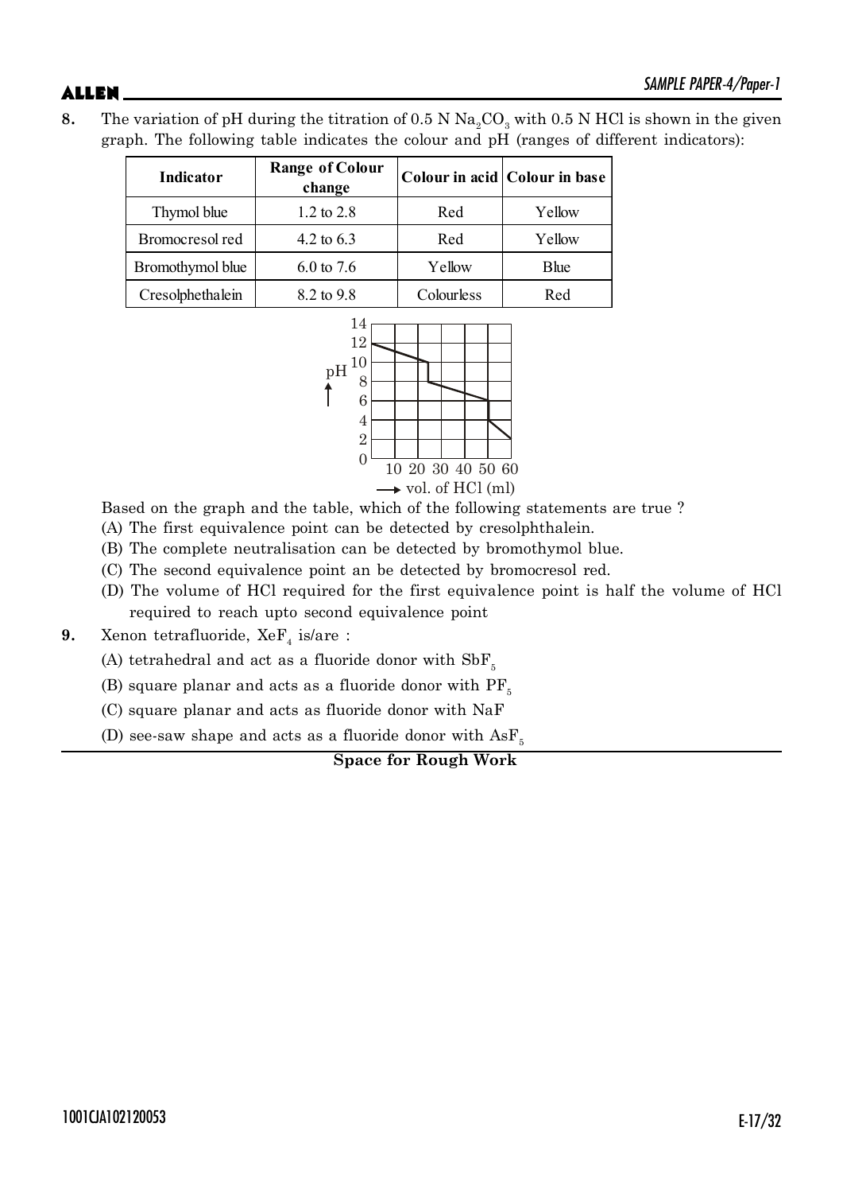8. The variation of pH during the titration of 0.5 N $Na_2CO_3$ with 0.5 N HCl is shown in the given graph. The following table indicates the colour and pH (ranges of different indicators):

| Indicator | Range of Colour change | Colour in acid | Colour in base |
|---|---|---|---|
| Thymol blue | 1.2 to 2.8 | Red | Yellow |
| Bromocresol red | 4.2 to 6.3 | Red | Yellow |
| Bromothymol blue | 6.0 to 7.6 | Yellow | Blue |
| Cresolphethalein | 8.2 to 9.8 | Colourless | Red |

Based on the graph and the table, which of the following statements are true ?

(A) The first equivalence point can be detected by cresolphthalein.

(B) The complete neutralisation can be detected by bromothymol blue.

(C) The second equivalence point an be detected by bromocresol red.

(D) The volume of HCl required for the first equivalence point is half the volume of HCl required to reach upto second equivalence point

9. Xenon tetrafluoride, $XeF_4$ is/are :

(A) tetrahedral and act as a fluoride donor with $SbF_5$

(B) square planar and acts as a fluoride donor with $PF_5$

(C) square planar and acts as fluoride donor with NaF

(D) see-saw shape and acts as a fluoride donor with $AsF_5$

**Space for Rough Work**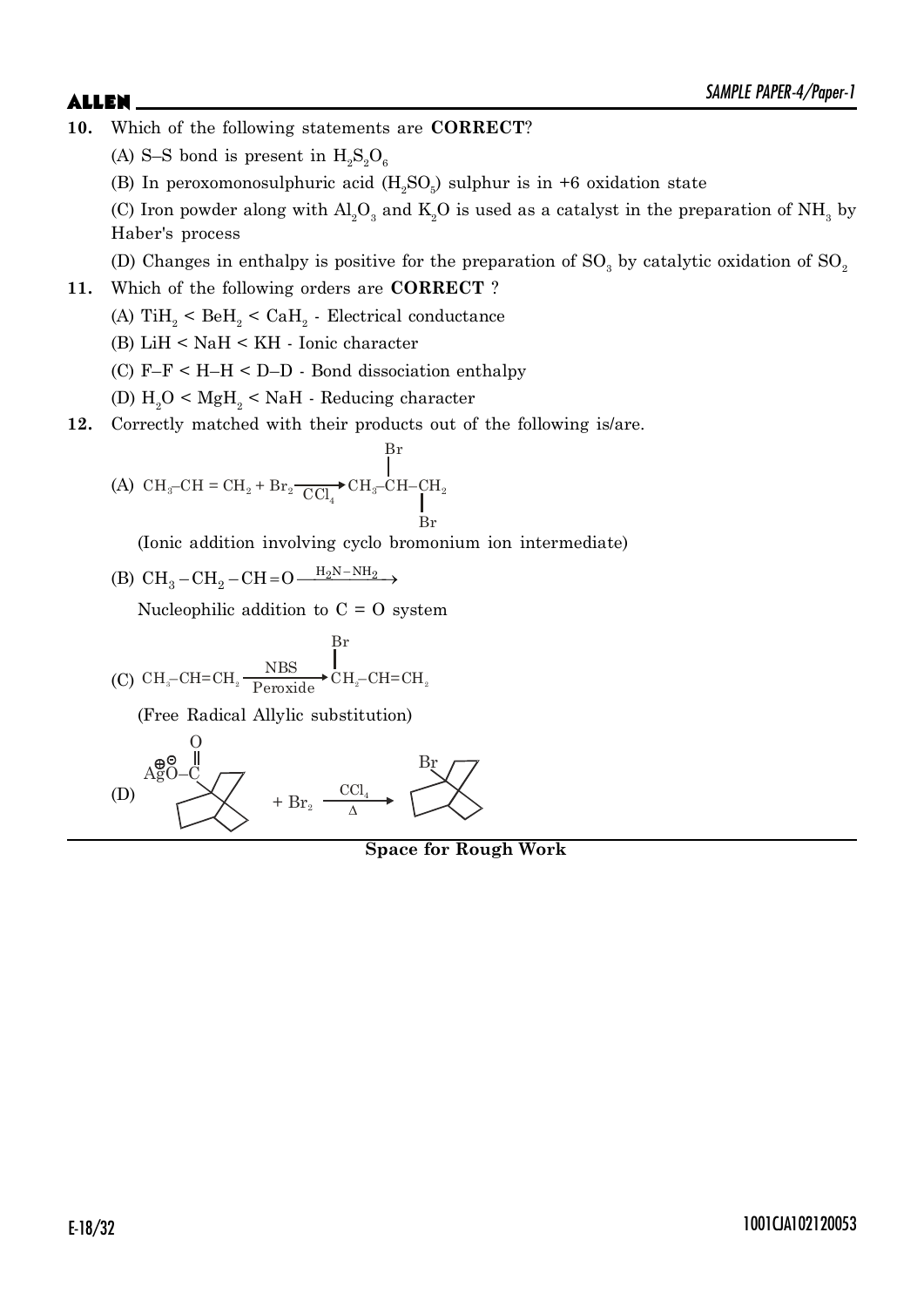**10.** Which of the following statements are **CORRECT**?

(A) S–S bond is present in $H_2S_2O_6$

(B) In peroxomonosulphuric acid ($H_2SO_5$) sulphur is in +6 oxidation state

(C) Iron powder along with $Al_2O_3$ and $K_2O$ is used as a catalyst in the preparation of $NH_3$ by Haber's process

(D) Changes in enthalpy is positive for the preparation of $SO_3$ by catalytic oxidation of $SO_2$

**11.** Which of the following orders are **CORRECT** ?

(A) $TiH_2$ < $BeH_2$ < $CaH_2$ - Electrical conductance

(B) LiH < NaH < KH - Ionic character

(C) F–F < H–H < D–D - Bond dissociation enthalpy

(D) $H_2O$ < $MgH_2$ < NaH - Reducing character

**12.** Correctly matched with their products out of the following is/are.

(A) $CH_3-CH=CH_2 + Br_2 \xrightarrow{CCl_4} CH_3-CH(Br)-CH_2Br$

(Ionic addition involving cyclo bromonium ion intermediate)

(B) $CH_3-CH_2-CH=O \xrightarrow{H_2N-NH_2}$

Nucleophilic addition to C = O system

(C) $CH_3-CH=CH_2 \xrightarrow[\text{Peroxide}]{\text{NBS}} CH_2(Br)-CH=CH_2$

(Free Radical Allylic substitution)

(D) (bicyclic bridgehead silver carboxylate, $\overset{\oplus}{Ag}\overset{\ominus}{O}-\overset{O}{\overset{\|}{C}}-$) $+ Br_2 \xrightarrow[\Delta]{CCl_4}$ (bicyclic bridgehead bromide, Br–)

**Space for Rough Work**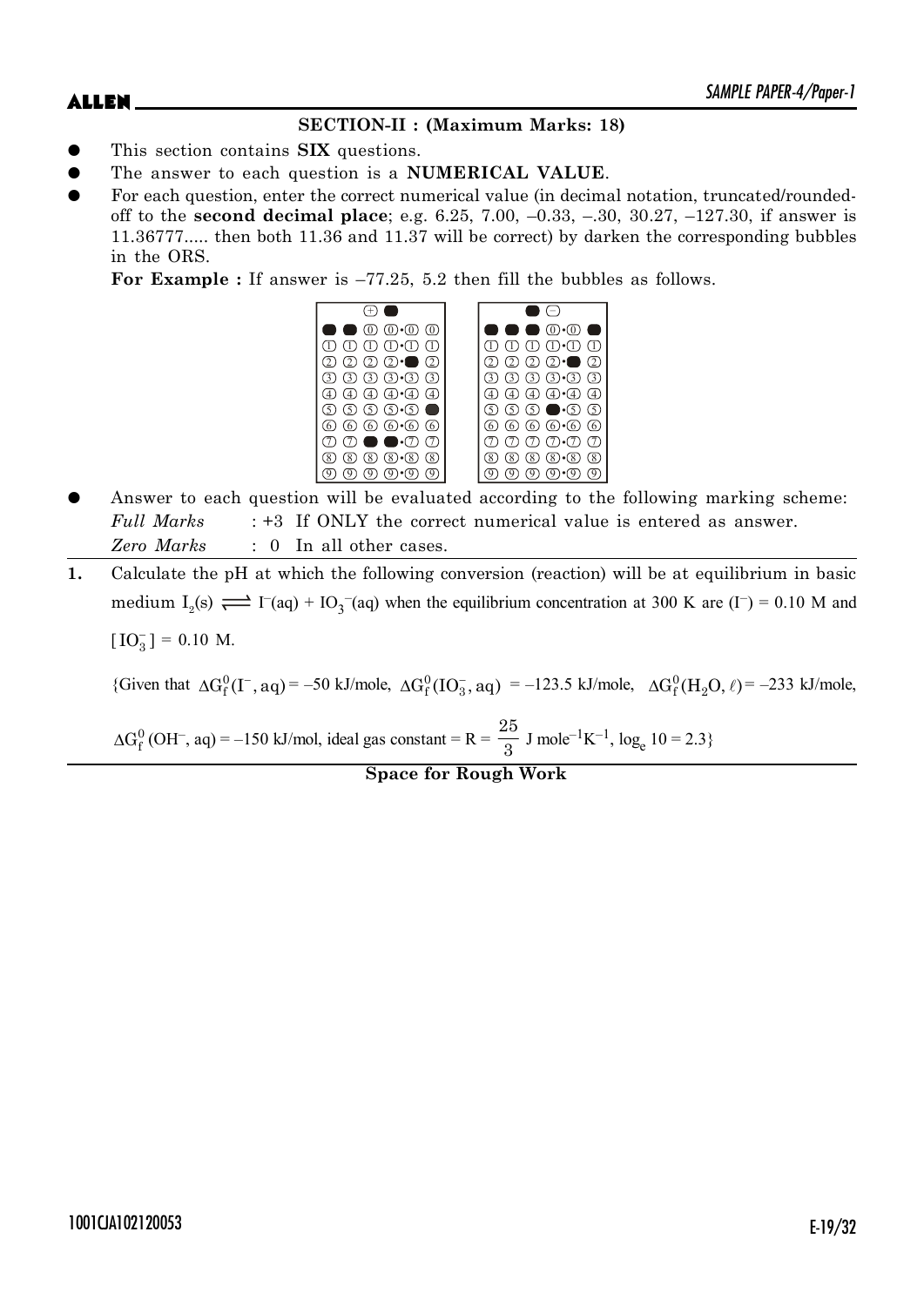## SECTION-II : (Maximum Marks: 18)

- This section contains **SIX** questions.
- The answer to each question is a **NUMERICAL VALUE**.
- For each question, enter the correct numerical value (in decimal notation, truncated/rounded-off to the **second decimal place**; e.g. 6.25, 7.00, –0.33, –.30, 30.27, –127.30, if answer is 11.36777..... then both 11.36 and 11.37 will be correct) by darken the corresponding bubbles in the ORS.

  **For Example :** If answer is –77.25, 5.2 then fill the bubbles as follows.

- Answer to each question will be evaluated according to the following marking scheme:

  *Full Marks* : +3 If ONLY the correct numerical value is entered as answer.

  *Zero Marks* : 0 In all other cases.

**1.** Calculate the pH at which the following conversion (reaction) will be at equilibrium in basic medium $I_2(s) \rightleftharpoons I^-(aq) + IO_3^-(aq)$ when the equilibrium concentration at 300 K are $(I^-) = 0.10$ M and $[IO_3^-] = 0.10$ M.

{Given that $\Delta G_f^0(I^-, aq) = -50$ kJ/mole, $\Delta G_f^0(IO_3^-, aq) = -123.5$ kJ/mole, $\Delta G_f^0(H_2O, \ell) = -233$ kJ/mole, $\Delta G_f^0(OH^-, aq) = -150$ kJ/mol, ideal gas constant = $R = \dfrac{25}{3}$ J mole$^{-1}$K$^{-1}$, $\log_e 10 = 2.3$}

**Space for Rough Work**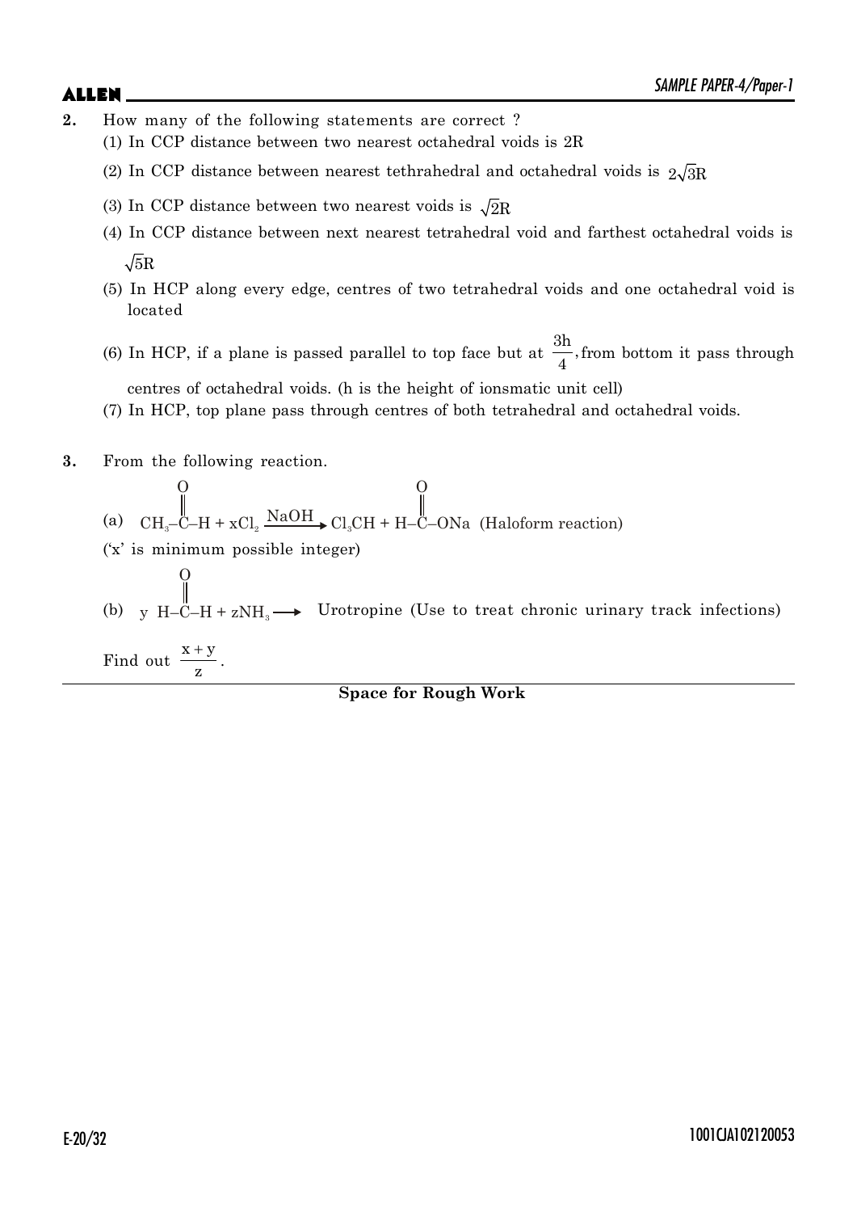**2.** How many of the following statements are correct ?

(1) In CCP distance between two nearest octahedral voids is 2R

(2) In CCP distance between nearest tethrahedral and octahedral voids is $2\sqrt{3}R$

(3) In CCP distance between two nearest voids is $\sqrt{2}R$

(4) In CCP distance between next nearest tetrahedral void and farthest octahedral voids is $\sqrt{5}R$

(5) In HCP along every edge, centres of two tetrahedral voids and one octahedral void is located

(6) In HCP, if a plane is passed parallel to top face but at $\frac{3h}{4}$, from bottom it pass through centres of octahedral voids. (h is the height of ionsmatic unit cell)

(7) In HCP, top plane pass through centres of both tetrahedral and octahedral voids.

**3.** From the following reaction.

(a) $CH_3-\overset{\overset{O}{\|}}{C}-H + xCl_2 \xrightarrow{NaOH} Cl_3CH + H-\overset{\overset{O}{\|}}{C}-ONa$ (Haloform reaction)

('x' is minimum possible integer)

(b) $y\ H-\overset{\overset{O}{\|}}{C}-H + zNH_3 \longrightarrow$ Urotropine (Use to treat chronic urinary track infections)

Find out $\frac{x+y}{z}$.

**Space for Rough Work**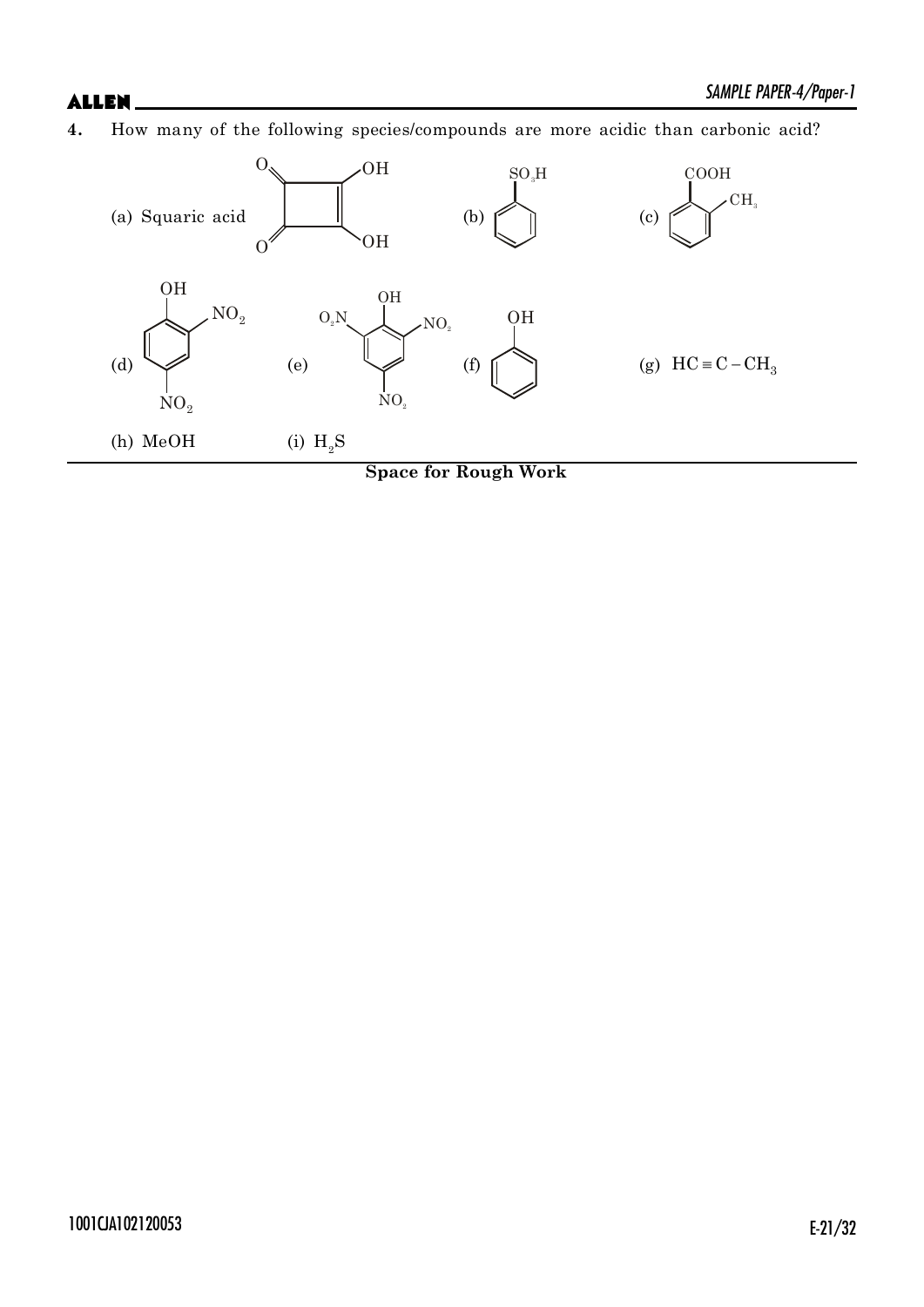**4.** How many of the following species/compounds are more acidic than carbonic acid?

(a) Squaric acid

(b) Benzenesulfonic acid ($C_6H_5SO_3H$)

(c) o-Toluic acid (benzene ring with COOH and ortho $CH_3$)

(d) 2,4-Dinitrophenol (benzene ring with OH, $NO_2$ at ortho and para positions)

(e) 2,4,6-Trinitrophenol (benzene ring with OH, $O_2N$ and $NO_2$ at both ortho positions and $NO_2$ at para position)

(f) Phenol ($C_6H_5OH$)

(g) $HC \equiv C - CH_3$

(h) MeOH

(i) $H_2S$

**Space for Rough Work**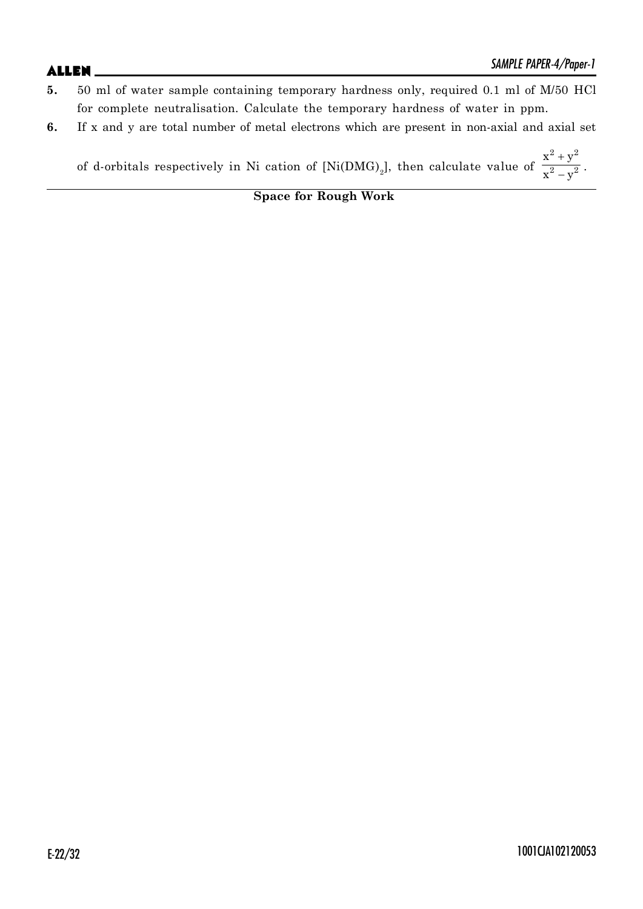**5.** 50 ml of water sample containing temporary hardness only, required 0.1 ml of M/50 HCl for complete neutralisation. Calculate the temporary hardness of water in ppm.

**6.** If x and y are total number of metal electrons which are present in non-axial and axial set of d-orbitals respectively in Ni cation of $[Ni(DMG)_2]$, then calculate value of $\frac{x^2 + y^2}{x^2 - y^2}$.

**Space for Rough Work**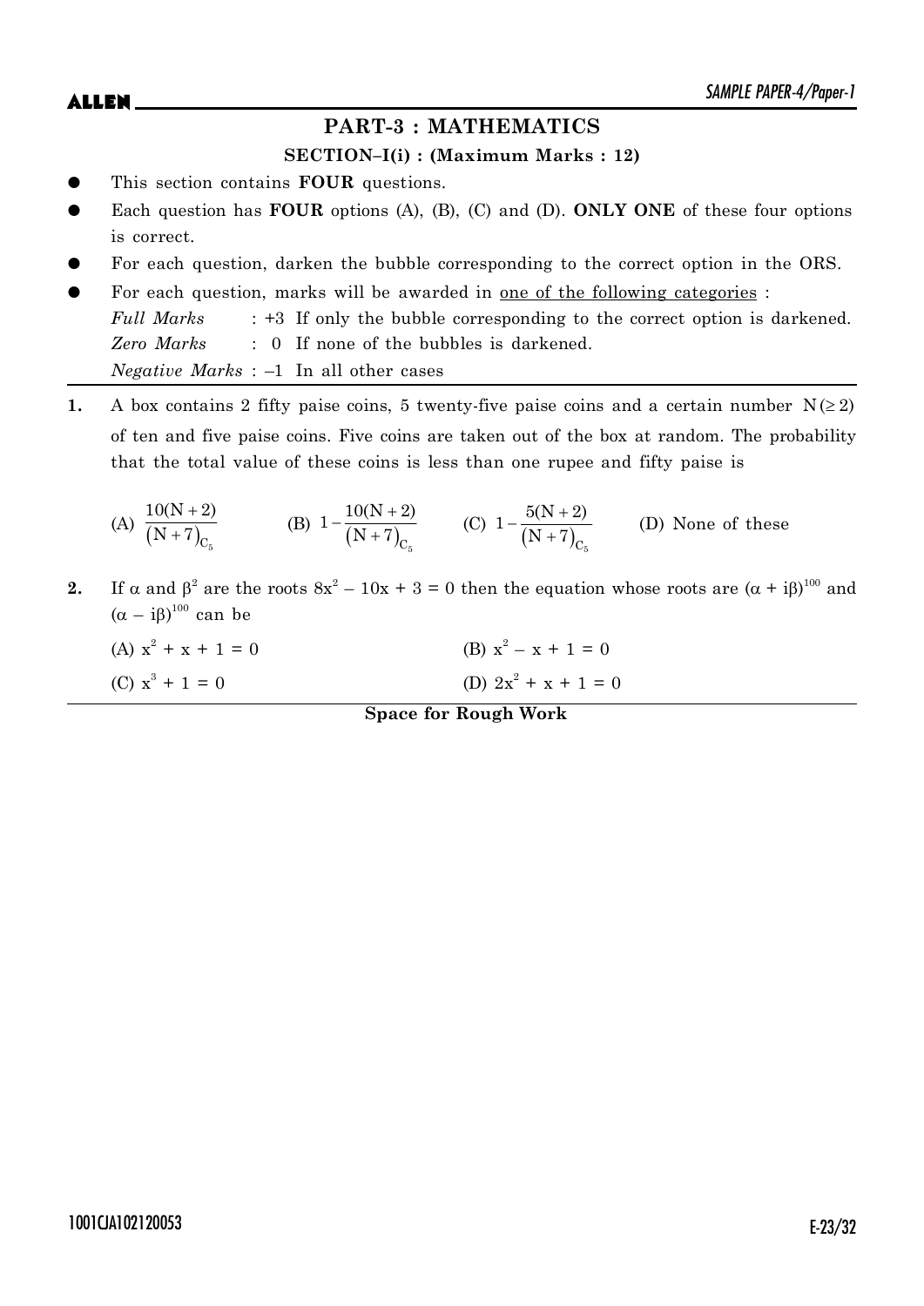## PART-3 : MATHEMATICS

### SECTION–I(i) : (Maximum Marks : 12)

- This section contains **FOUR** questions.
- Each question has **FOUR** options (A), (B), (C) and (D). **ONLY ONE** of these four options is correct.
- For each question, darken the bubble corresponding to the correct option in the ORS.
- For each question, marks will be awarded in one of the following categories :
  *Full Marks* : +3 If only the bubble corresponding to the correct option is darkened.
  *Zero Marks* : 0 If none of the bubbles is darkened.
  *Negative Marks* : –1 In all other cases

---

**1.** A box contains 2 fifty paise coins, 5 twenty-five paise coins and a certain number $N(\geq 2)$ of ten and five paise coins. Five coins are taken out of the box at random. The probability that the total value of these coins is less than one rupee and fifty paise is

(A) $\frac{10(N+2)}{(N+7)_{C_5}}$ (B) $1-\frac{10(N+2)}{(N+7)_{C_5}}$ (C) $1-\frac{5(N+2)}{(N+7)_{C_5}}$ (D) None of these

**2.** If $\alpha$ and $\beta^2$ are the roots $8x^2 - 10x + 3 = 0$ then the equation whose roots are $(\alpha + i\beta)^{100}$ and $(\alpha - i\beta)^{100}$ can be

(A) $x^2 + x + 1 = 0$

(B) $x^2 - x + 1 = 0$

(C) $x^3 + 1 = 0$

(D) $2x^2 + x + 1 = 0$

**Space for Rough Work**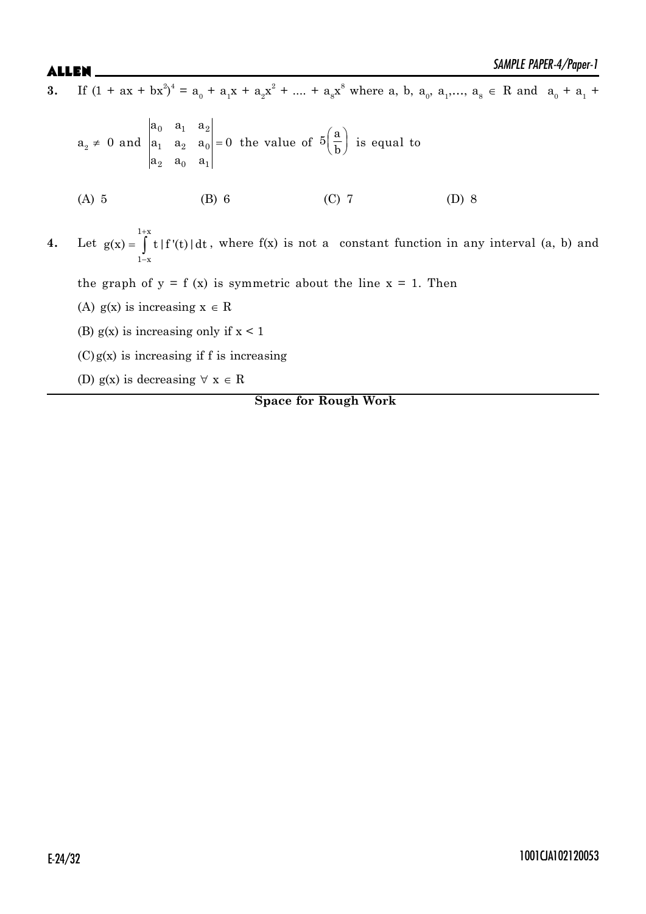**3.** If $(1 + ax + bx^2)^4 = a_0 + a_1x + a_2x^2 + .... + a_8x^8$ where $a, b, a_0, a_1, ...., a_8 \in R$ and $a_0 + a_1 + a_2 \neq 0$ and $\begin{vmatrix} a_0 & a_1 & a_2 \\ a_1 & a_2 & a_0 \\ a_2 & a_0 & a_1 \end{vmatrix} = 0$ the value of $5\left(\frac{a}{b}\right)$ is equal to

(A) 5 (B) 6 (C) 7 (D) 8

**4.** Let $g(x) = \int_{1-x}^{1+x} t\,|f'(t)|\,dt$, where f(x) is not a constant function in any interval (a, b) and the graph of $y = f(x)$ is symmetric about the line $x = 1$. Then

(A) g(x) is increasing $x \in R$

(B) g(x) is increasing only if $x < 1$

(C) g(x) is increasing if f is increasing

(D) g(x) is decreasing $\forall\ x \in R$

**Space for Rough Work**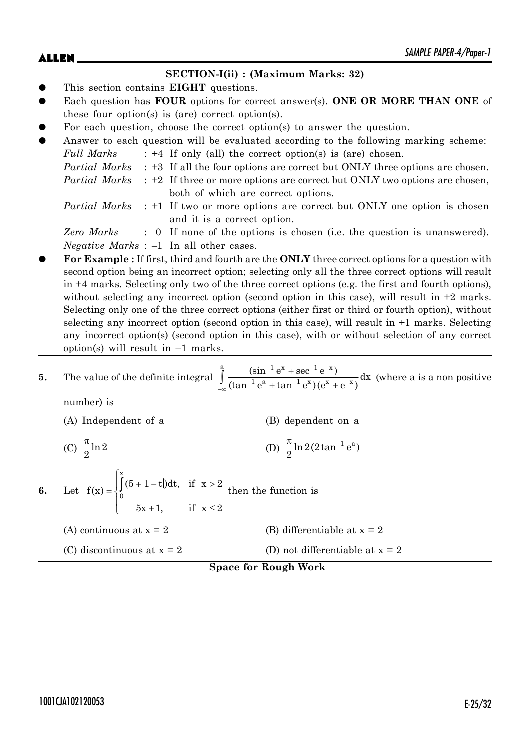### SECTION-I(ii) : (Maximum Marks: 32)

- This section contains **EIGHT** questions.
- Each question has **FOUR** options for correct answer(s). **ONE OR MORE THAN ONE** of these four option(s) is (are) correct option(s).
- For each question, choose the correct option(s) to answer the question.
- Answer to each question will be evaluated according to the following marking scheme:

  *Full Marks* : +4 If only (all) the correct option(s) is (are) chosen.

  *Partial Marks* : +3 If all the four options are correct but ONLY three options are chosen.

  *Partial Marks* : +2 If three or more options are correct but ONLY two options are chosen, both of which are correct options.

  *Partial Marks* : +1 If two or more options are correct but ONLY one option is chosen and it is a correct option.

  *Zero Marks* : 0 If none of the options is chosen (i.e. the question is unanswered).

  *Negative Marks* : –1 In all other cases.
- **For Example :** If first, third and fourth are the **ONLY** three correct options for a question with second option being an incorrect option; selecting only all the three correct options will result in +4 marks. Selecting only two of the three correct options (e.g. the first and fourth options), without selecting any incorrect option (second option in this case), will result in +2 marks. Selecting only one of the three correct options (either first or third or fourth option), without selecting any incorrect option (second option in this case), will result in +1 marks. Selecting any incorrect option(s) (second option in this case), with or without selection of any correct option(s) will result in –1 marks.

---

**5.** The value of the definite integral $\int_{-\infty}^{a} \frac{(\sin^{-1} e^{x} + \sec^{-1} e^{-x})}{(\tan^{-1} e^{a} + \tan^{-1} e^{x})(e^{x} + e^{-x})} dx$ (where a is a non positive number) is

(A) Independent of a

(B) dependent on a

(C) $\frac{\pi}{2}\ln 2$

(D) $\frac{\pi}{2}\ln 2(2\tan^{-1} e^{a})$

**6.** Let $f(x) = \begin{cases} \int_{0}^{x} (5 + |1 - t|)dt, & \text{if } x > 2 \\ 5x + 1, & \text{if } x \le 2 \end{cases}$ then the function is

(A) continuous at x = 2

(B) differentiable at x = 2

(C) discontinuous at x = 2

(D) not differentiable at x = 2

**Space for Rough Work**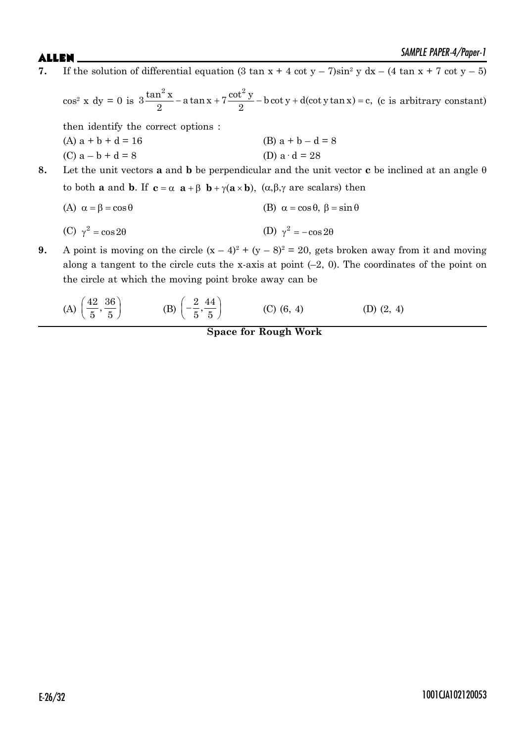**7.** If the solution of differential equation $(3 \tan x + 4 \cot y - 7)\sin^2 y \, dx - (4 \tan x + 7 \cot y - 5)$ $\cos^2 x \, dy = 0$ is $3\frac{\tan^2 x}{2} - a\tan x + 7\frac{\cot^2 y}{2} - b\cot y + d(\cot y \tan x) = c$, (c is arbitrary constant) then identify the correct options :

(A) $a + b + d = 16$

(B) $a + b - d = 8$

(C) $a - b + d = 8$

(D) $a \cdot d = 28$

**8.** Let the unit vectors **a** and **b** be perpendicular and the unit vector **c** be inclined at an angle $\theta$ to both **a** and **b**. If $\mathbf{c} = \alpha\ \mathbf{a} + \beta\ \mathbf{b} + \gamma(\mathbf{a} \times \mathbf{b})$, $(\alpha, \beta, \gamma$ are scalars) then

(A) $\alpha = \beta = \cos\theta$

(B) $\alpha = \cos\theta,\ \beta = \sin\theta$

(C) $\gamma^2 = \cos 2\theta$

(D) $\gamma^2 = -\cos 2\theta$

**9.** A point is moving on the circle $(x - 4)^2 + (y - 8)^2 = 20$, gets broken away from it and moving along a tangent to the circle cuts the x-axis at point $(-2, 0)$. The coordinates of the point on the circle at which the moving point broke away can be

(A) $\left(\frac{42}{5}, \frac{36}{5}\right)$

(B) $\left(-\frac{2}{5}, \frac{44}{5}\right)$

(C) $(6, 4)$

(D) $(2, 4)$

**Space for Rough Work**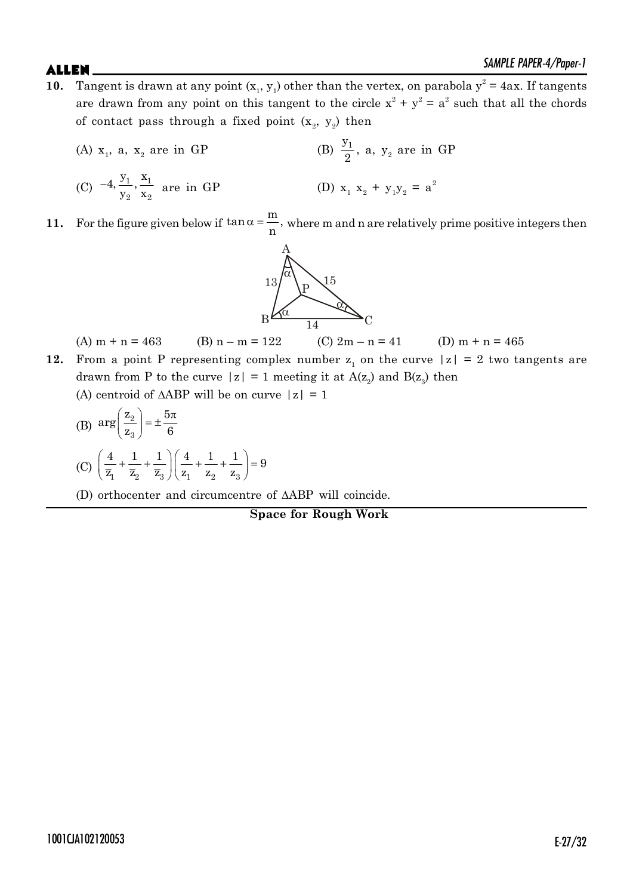**10.** Tangent is drawn at any point $(x_1, y_1)$ other than the vertex, on parabola $y^2 = 4ax$. If tangents are drawn from any point on this tangent to the circle $x^2 + y^2 = a^2$ such that all the chords of contact pass through a fixed point $(x_2, y_2)$ then

(A) $x_1$, a, $x_2$ are in GP

(B) $\frac{y_1}{2}$, a, $y_2$ are in GP

(C) $-4, \frac{y_1}{y_2}, \frac{x_1}{x_2}$ are in GP

(D) $x_1 x_2 + y_1 y_2 = a^2$

**11.** For the figure given below if $\tan\alpha = \frac{m}{n}$, where m and n are relatively prime positive integers then

(Figure: triangle ABC with AB = 13, AC = 15, BC = 14; point P inside with angles $\alpha$ at A, B and C)

(A) m + n = 463  (B) n – m = 122  (C) 2m – n = 41  (D) m + n = 465

**12.** From a point P representing complex number $z_1$ on the curve $|z| = 2$ two tangents are drawn from P to the curve $|z| = 1$ meeting it at $A(z_2)$ and $B(z_3)$ then

(A) centroid of $\Delta ABP$ will be on curve $|z| = 1$

(B) $\arg\left(\frac{z_2}{z_3}\right) = \pm\frac{5\pi}{6}$

(C) $\left(\frac{4}{\bar{z}_1} + \frac{1}{\bar{z}_2} + \frac{1}{\bar{z}_3}\right)\left(\frac{4}{z_1} + \frac{1}{z_2} + \frac{1}{z_3}\right) = 9$

(D) orthocenter and circumcentre of $\Delta ABP$ will coincide.

**Space for Rough Work**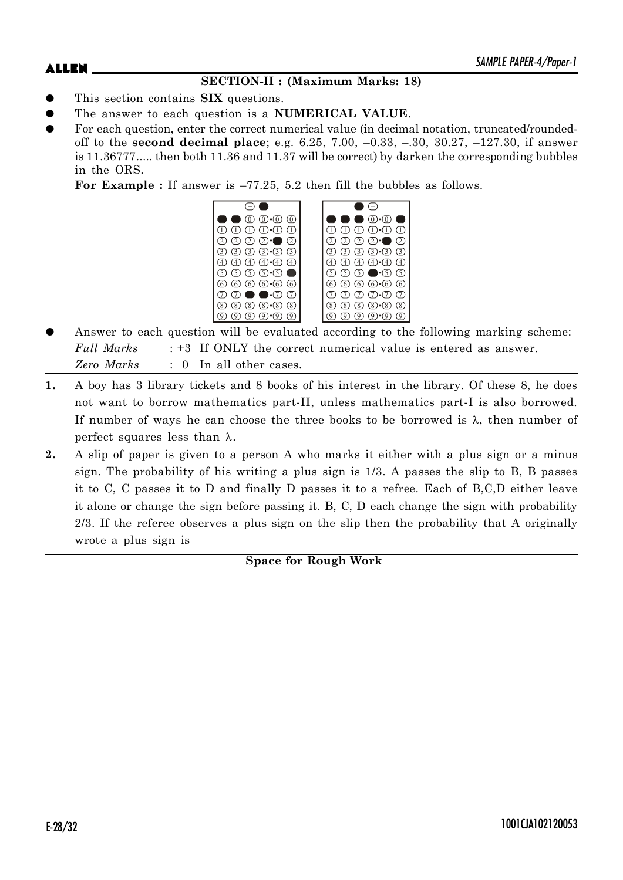### SECTION-II : (Maximum Marks: 18)

- This section contains **SIX** questions.
- The answer to each question is a **NUMERICAL VALUE**.
- For each question, enter the correct numerical value (in decimal notation, truncated/rounded-off to the **second decimal place**; e.g. 6.25, 7.00, –0.33, –.30, 30.27, –127.30, if answer is 11.36777..... then both 11.36 and 11.37 will be correct) by darken the corresponding bubbles in the ORS.

  **For Example :** If answer is –77.25, 5.2 then fill the bubbles as follows.

- Answer to each question will be evaluated according to the following marking scheme:

  *Full Marks* : +3 If ONLY the correct numerical value is entered as answer.

  *Zero Marks* : 0 In all other cases.

**1.** A boy has 3 library tickets and 8 books of his interest in the library. Of these 8, he does not want to borrow mathematics part-II, unless mathematics part-I is also borrowed. If number of ways he can choose the three books to be borrowed is $\lambda$, then number of perfect squares less than $\lambda$.

**2.** A slip of paper is given to a person A who marks it either with a plus sign or a minus sign. The probability of his writing a plus sign is 1/3. A passes the slip to B, B passes it to C, C passes it to D and finally D passes it to a refree. Each of B,C,D either leave it alone or change the sign before passing it. B, C, D each change the sign with probability 2/3. If the referee observes a plus sign on the slip then the probability that A originally wrote a plus sign is

**Space for Rough Work**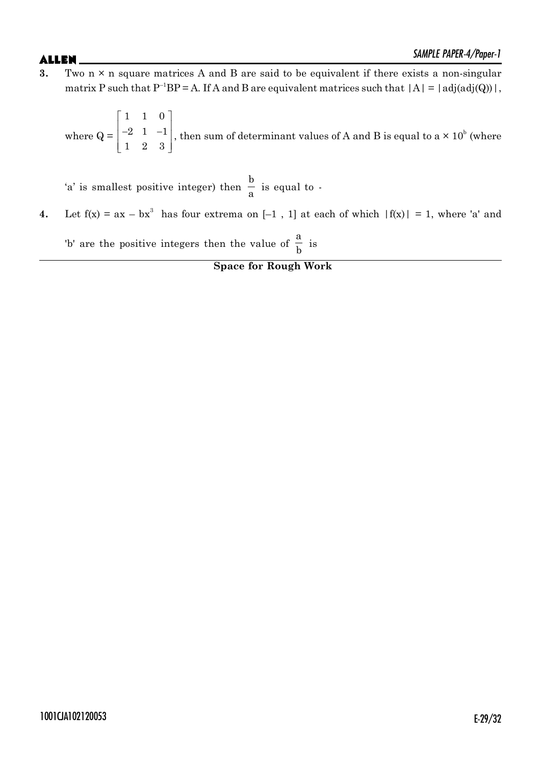**3.** Two n × n square matrices A and B are said to be equivalent if there exists a non-singular matrix P such that $P^{-1}BP = A$. If A and B are equivalent matrices such that $|A| = |\text{adj}(\text{adj}(Q))|$,

where $Q = \begin{bmatrix} 1 & 1 & 0 \\ -2 & 1 & -1 \\ 1 & 2 & 3 \end{bmatrix}$, then sum of determinant values of A and B is equal to $a \times 10^b$ (where

'a' is smallest positive integer) then $\frac{b}{a}$ is equal to -

**4.** Let $f(x) = ax - bx^3$ has four extrema on $[-1, 1]$ at each of which $|f(x)| = 1$, where 'a' and 'b' are the positive integers then the value of $\frac{a}{b}$ is

**Space for Rough Work**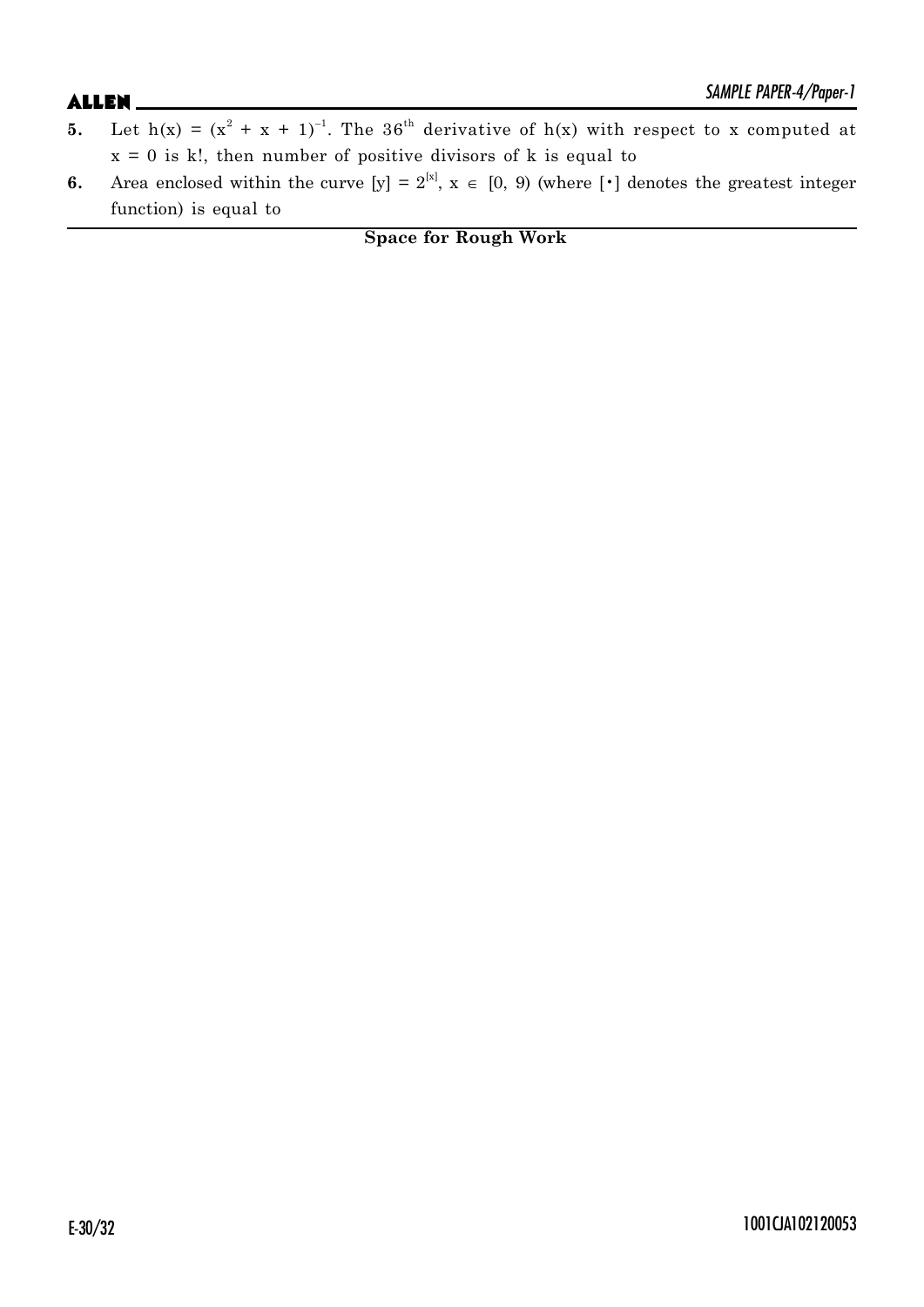**5.** Let $h(x) = (x^2 + x + 1)^{-1}$. The $36^{th}$ derivative of $h(x)$ with respect to x computed at $x = 0$ is k!, then number of positive divisors of k is equal to

**6.** Area enclosed within the curve $[y] = 2^{[x]}$, $x \in [0, 9)$ (where $[\cdot]$ denotes the greatest integer function) is equal to

**Space for Rough Work**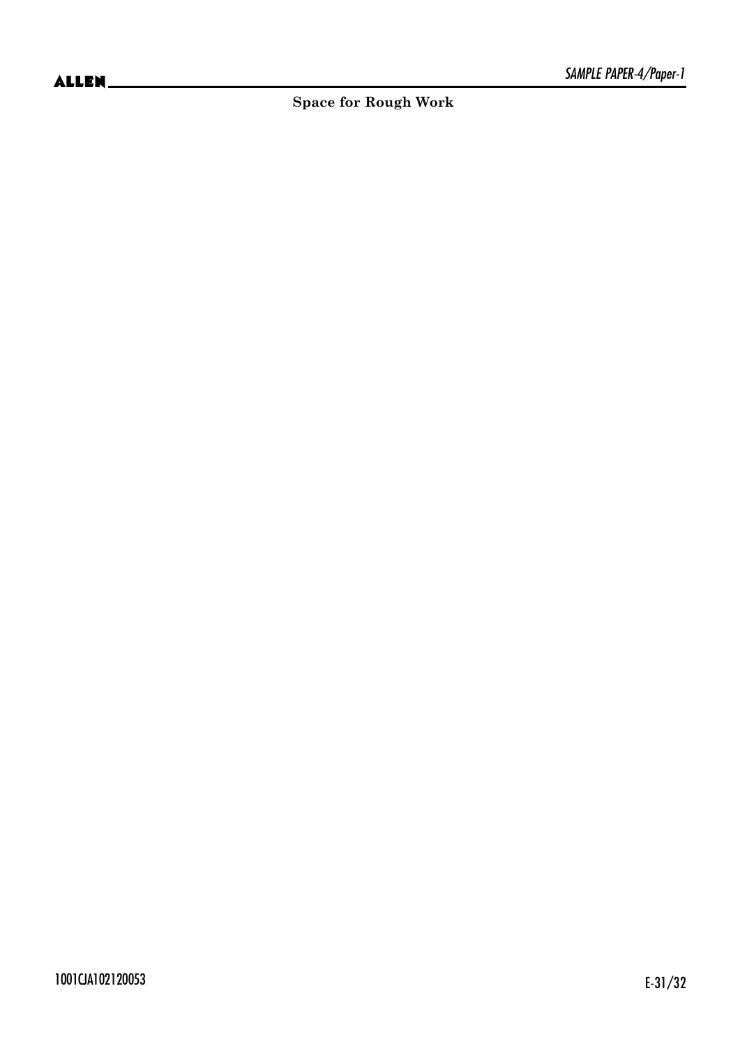**Space for Rough Work**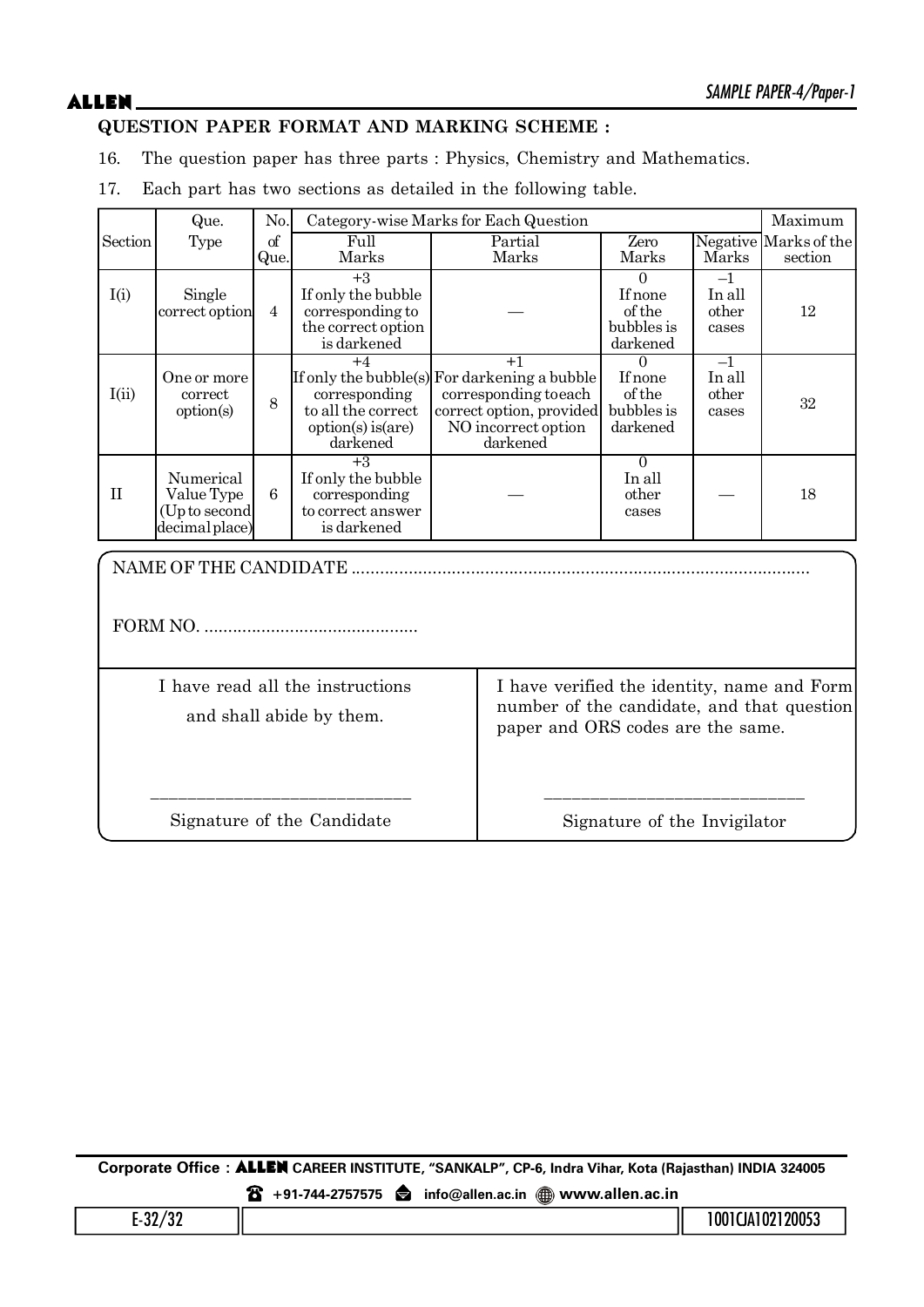**QUESTION PAPER FORMAT AND MARKING SCHEME :**

16. The question paper has three parts : Physics, Chemistry and Mathematics.

17. Each part has two sections as detailed in the following table.

| Section | Que. Type | No. of Que. | Category-wise Marks for Each Question | | | | Maximum Marks of the section |
|---|---|---|---|---|---|---|---|
| | | | Full Marks | Partial Marks | Zero Marks | Negative Marks | |
| I(i) | Single correct option | 4 | +3 If only the bubble corresponding to the correct option is darkened | — | 0 If none of the bubbles is darkened | –1 In all other cases | 12 |
| I(ii) | One or more correct option(s) | 8 | +4 If only the bubble(s) corresponding to all the correct option(s) is(are) darkened | +1 For darkening a bubble corresponding to each correct option, provided NO incorrect option darkened | 0 If none of the bubbles is darkened | –1 In all other cases | 32 |
| II | Numerical Value Type (Up to second decimal place) | 6 | +3 If only the bubble corresponding to correct answer is darkened | — | 0 In all other cases | — | 18 |

NAME OF THE CANDIDATE ..................................................................................................

FORM NO. .............................................

| I have read all the instructions and shall abide by them. | I have verified the identity, name and Form number of the candidate, and that question paper and ORS codes are the same. |
|---|---|
| ____________________________ Signature of the Candidate | ____________________________ Signature of the Invigilator |

**Corporate Office : ALLEN CAREER INSTITUTE, "SANKALP", CP-6, Indra Vihar, Kota (Rajasthan) INDIA 324005**

+91-744-2757575 info@allen.ac.in www.allen.ac.in

1001CJA102120053